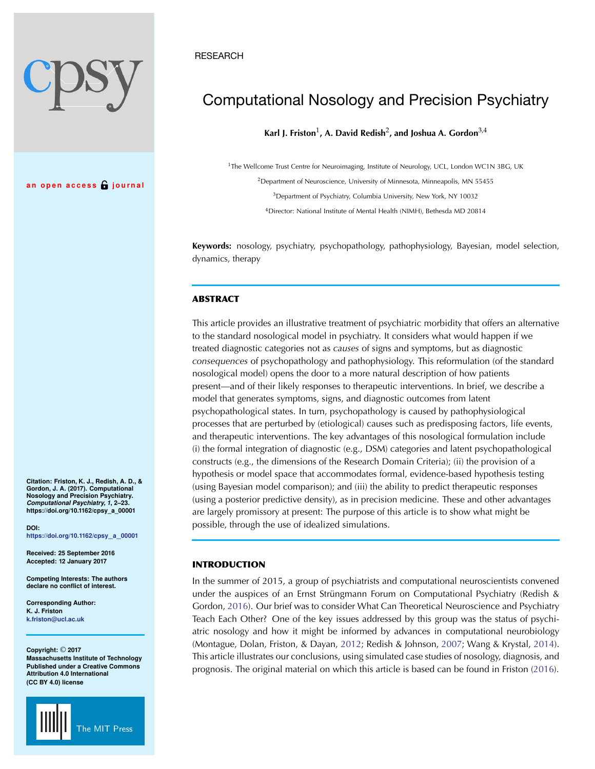RESEARCH

# Computational Nosology and Precision Psychiatry

**Karl J. Friston[1], A. David Redish[2], and Joshua A. Gordon[3,4]**

[1]The Wellcome Trust Centre for Neuroimaging, Institute of Neurology, UCL, London WC1N 3BG, UK

[2]Department of Neuroscience, University of Minnesota, Minneapolis, MN 55455

[3]Department of Psychiatry, Columbia University, New York, NY 10032

[4]Director: National Institute of Mental Health (NIMH), Bethesda MD 20814

**Keywords:** nosology, psychiatry, psychopathology, pathophysiology, Bayesian, model selection, dynamics, therapy

an open access journal

**Citation:** Friston, K. J., Redish, A. D., & Gordon, J. A. (2017). Computational Nosology and Precision Psychiatry. ***Computational Psychiatry, 1***, 2–23. https://doi.org/10.1162/cpsy_a_00001

**DOI:** https://doi.org/10.1162/cpsy_a_00001

**Received:** 25 September 2016
**Accepted:** 12 January 2017

**Competing Interests:** The authors declare no conflict of interest.

**Corresponding Author:**
K. J. Friston
k.friston@ucl.ac.uk

**Copyright:** © 2017 Massachusetts Institute of Technology Published under a Creative Commons Attribution 4.0 International (CC BY 4.0) license

The MIT Press

## ABSTRACT

This article provides an illustrative treatment of psychiatric morbidity that offers an alternative to the standard nosological model in psychiatry. It considers what would happen if we treated diagnostic categories not as *causes* of signs and symptoms, but as diagnostic *consequences* of psychopathology and pathophysiology. This reformulation (of the standard nosological model) opens the door to a more natural description of how patients present—and of their likely responses to therapeutic interventions. In brief, we describe a model that generates symptoms, signs, and diagnostic outcomes from latent psychopathological states. In turn, psychopathology is caused by pathophysiological processes that are perturbed by (etiological) causes such as predisposing factors, life events, and therapeutic interventions. The key advantages of this nosological formulation include (i) the formal integration of diagnostic (e.g., DSM) categories and latent psychopathological constructs (e.g., the dimensions of the Research Domain Criteria); (ii) the provision of a hypothesis or model space that accommodates formal, evidence-based hypothesis testing (using Bayesian model comparison); and (iii) the ability to predict therapeutic responses (using a posterior predictive density), as in precision medicine. These and other advantages are largely promissory at present: The purpose of this article is to show what might be possible, through the use of idealized simulations.

## INTRODUCTION

In the summer of 2015, a group of psychiatrists and computational neuroscientists convened under the auspices of an Ernst Strüngmann Forum on Computational Psychiatry (Redish & Gordon, 2016). Our brief was to consider What Can Theoretical Neuroscience and Psychiatry Teach Each Other? One of the key issues addressed by this group was the status of psychiatric nosology and how it might be informed by advances in computational neurobiology (Montague, Dolan, Friston, & Dayan, 2012; Redish & Johnson, 2007; Wang & Krystal, 2014). This article illustrates our conclusions, using simulated case studies of nosology, diagnosis, and prognosis. The original material on which this article is based can be found in Friston (2016).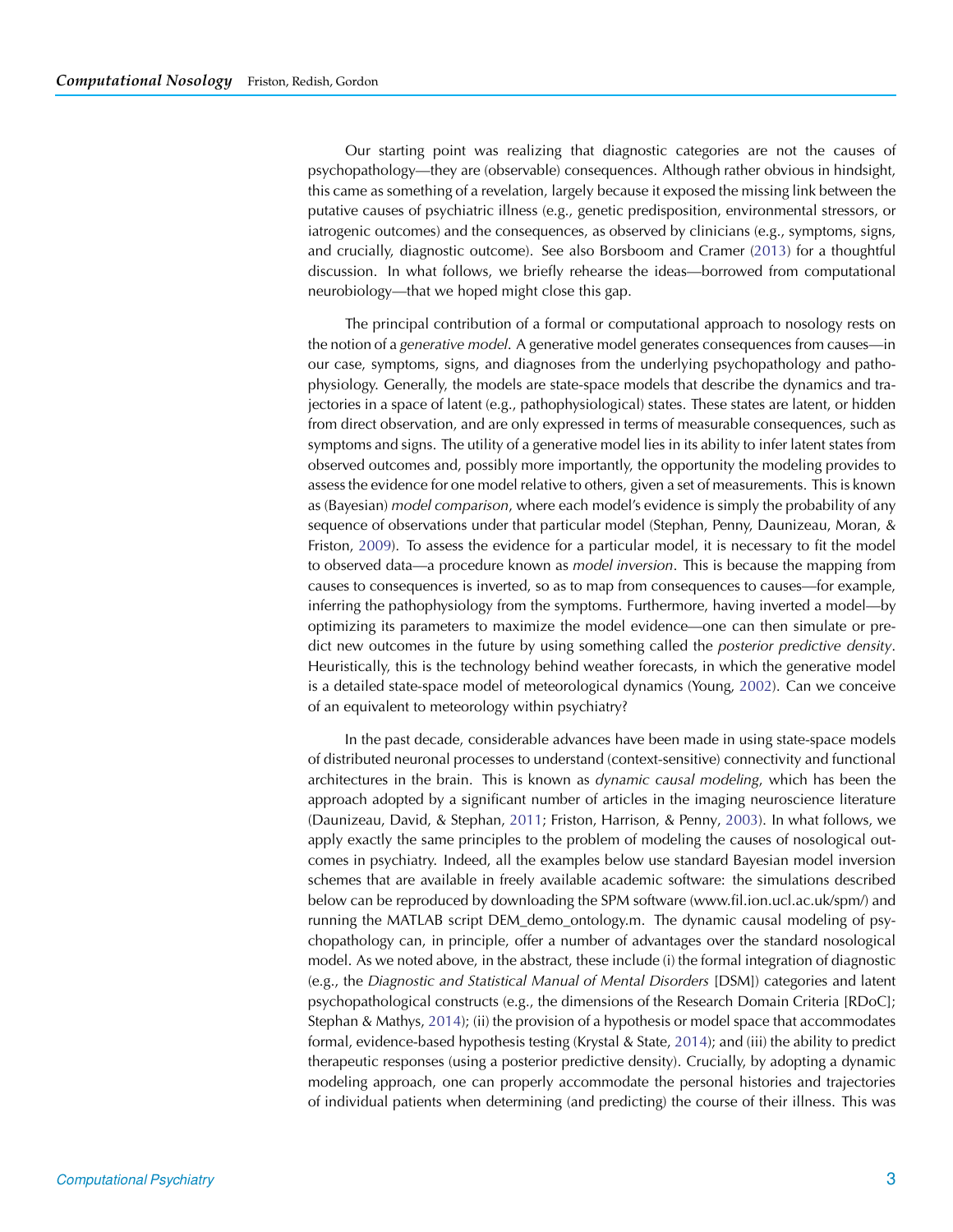Our starting point was realizing that diagnostic categories are not the causes of psychopathology—they are (observable) consequences. Although rather obvious in hindsight, this came as something of a revelation, largely because it exposed the missing link between the putative causes of psychiatric illness (e.g., genetic predisposition, environmental stressors, or iatrogenic outcomes) and the consequences, as observed by clinicians (e.g., symptoms, signs, and crucially, diagnostic outcome). See also Borsboom and Cramer (2013) for a thoughtful discussion. In what follows, we briefly rehearse the ideas—borrowed from computational neurobiology—that we hoped might close this gap.

The principal contribution of a formal or computational approach to nosology rests on the notion of a *generative model*. A generative model generates consequences from causes—in our case, symptoms, signs, and diagnoses from the underlying psychopathology and pathophysiology. Generally, the models are state-space models that describe the dynamics and trajectories in a space of latent (e.g., pathophysiological) states. These states are latent, or hidden from direct observation, and are only expressed in terms of measurable consequences, such as symptoms and signs. The utility of a generative model lies in its ability to infer latent states from observed outcomes and, possibly more importantly, the opportunity the modeling provides to assess the evidence for one model relative to others, given a set of measurements. This is known as (Bayesian) *model comparison*, where each model's evidence is simply the probability of any sequence of observations under that particular model (Stephan, Penny, Daunizeau, Moran, & Friston, 2009). To assess the evidence for a particular model, it is necessary to fit the model to observed data—a procedure known as *model inversion*. This is because the mapping from causes to consequences is inverted, so as to map from consequences to causes—for example, inferring the pathophysiology from the symptoms. Furthermore, having inverted a model—by optimizing its parameters to maximize the model evidence—one can then simulate or predict new outcomes in the future by using something called the *posterior predictive density*. Heuristically, this is the technology behind weather forecasts, in which the generative model is a detailed state-space model of meteorological dynamics (Young, 2002). Can we conceive of an equivalent to meteorology within psychiatry?

In the past decade, considerable advances have been made in using state-space models of distributed neuronal processes to understand (context-sensitive) connectivity and functional architectures in the brain. This is known as *dynamic causal modeling*, which has been the approach adopted by a significant number of articles in the imaging neuroscience literature (Daunizeau, David, & Stephan, 2011; Friston, Harrison, & Penny, 2003). In what follows, we apply exactly the same principles to the problem of modeling the causes of nosological outcomes in psychiatry. Indeed, all the examples below use standard Bayesian model inversion schemes that are available in freely available academic software: the simulations described below can be reproduced by downloading the SPM software (www.fil.ion.ucl.ac.uk/spm/) and running the MATLAB script DEM_demo_ontology.m. The dynamic causal modeling of psychopathology can, in principle, offer a number of advantages over the standard nosological model. As we noted above, in the abstract, these include (i) the formal integration of diagnostic (e.g., the *Diagnostic and Statistical Manual of Mental Disorders* [DSM]) categories and latent psychopathological constructs (e.g., the dimensions of the Research Domain Criteria [RDoC]; Stephan & Mathys, 2014); (ii) the provision of a hypothesis or model space that accommodates formal, evidence-based hypothesis testing (Krystal & State, 2014); and (iii) the ability to predict therapeutic responses (using a posterior predictive density). Crucially, by adopting a dynamic modeling approach, one can properly accommodate the personal histories and trajectories of individual patients when determining (and predicting) the course of their illness. This was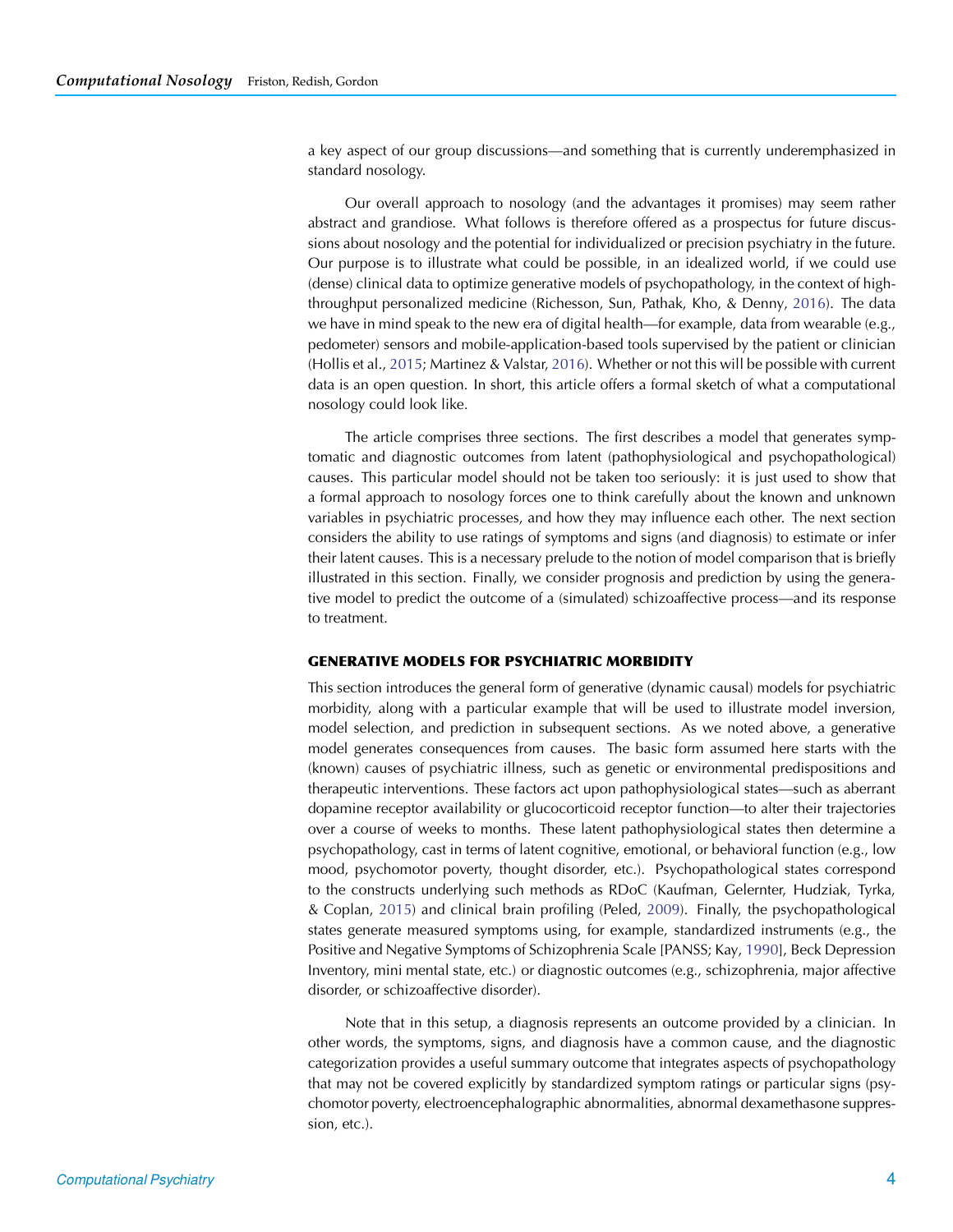a key aspect of our group discussions—and something that is currently underemphasized in standard nosology.

Our overall approach to nosology (and the advantages it promises) may seem rather abstract and grandiose. What follows is therefore offered as a prospectus for future discussions about nosology and the potential for individualized or precision psychiatry in the future. Our purpose is to illustrate what could be possible, in an idealized world, if we could use (dense) clinical data to optimize generative models of psychopathology, in the context of high-throughput personalized medicine (Richesson, Sun, Pathak, Kho, & Denny, 2016). The data we have in mind speak to the new era of digital health—for example, data from wearable (e.g., pedometer) sensors and mobile-application-based tools supervised by the patient or clinician (Hollis et al., 2015; Martinez & Valstar, 2016). Whether or not this will be possible with current data is an open question. In short, this article offers a formal sketch of what a computational nosology could look like.

The article comprises three sections. The first describes a model that generates symptomatic and diagnostic outcomes from latent (pathophysiological and psychopathological) causes. This particular model should not be taken too seriously: it is just used to show that a formal approach to nosology forces one to think carefully about the known and unknown variables in psychiatric processes, and how they may influence each other. The next section considers the ability to use ratings of symptoms and signs (and diagnosis) to estimate or infer their latent causes. This is a necessary prelude to the notion of model comparison that is briefly illustrated in this section. Finally, we consider prognosis and prediction by using the generative model to predict the outcome of a (simulated) schizoaffective process—and its response to treatment.

## GENERATIVE MODELS FOR PSYCHIATRIC MORBIDITY

This section introduces the general form of generative (dynamic causal) models for psychiatric morbidity, along with a particular example that will be used to illustrate model inversion, model selection, and prediction in subsequent sections. As we noted above, a generative model generates consequences from causes. The basic form assumed here starts with the (known) causes of psychiatric illness, such as genetic or environmental predispositions and therapeutic interventions. These factors act upon pathophysiological states—such as aberrant dopamine receptor availability or glucocorticoid receptor function—to alter their trajectories over a course of weeks to months. These latent pathophysiological states then determine a psychopathology, cast in terms of latent cognitive, emotional, or behavioral function (e.g., low mood, psychomotor poverty, thought disorder, etc.). Psychopathological states correspond to the constructs underlying such methods as RDoC (Kaufman, Gelernter, Hudziak, Tyrka, & Coplan, 2015) and clinical brain profiling (Peled, 2009). Finally, the psychopathological states generate measured symptoms using, for example, standardized instruments (e.g., the Positive and Negative Symptoms of Schizophrenia Scale [PANSS; Kay, 1990], Beck Depression Inventory, mini mental state, etc.) or diagnostic outcomes (e.g., schizophrenia, major affective disorder, or schizoaffective disorder).

Note that in this setup, a diagnosis represents an outcome provided by a clinician. In other words, the symptoms, signs, and diagnosis have a common cause, and the diagnostic categorization provides a useful summary outcome that integrates aspects of psychopathology that may not be covered explicitly by standardized symptom ratings or particular signs (psychomotor poverty, electroencephalographic abnormalities, abnormal dexamethasone suppression, etc.).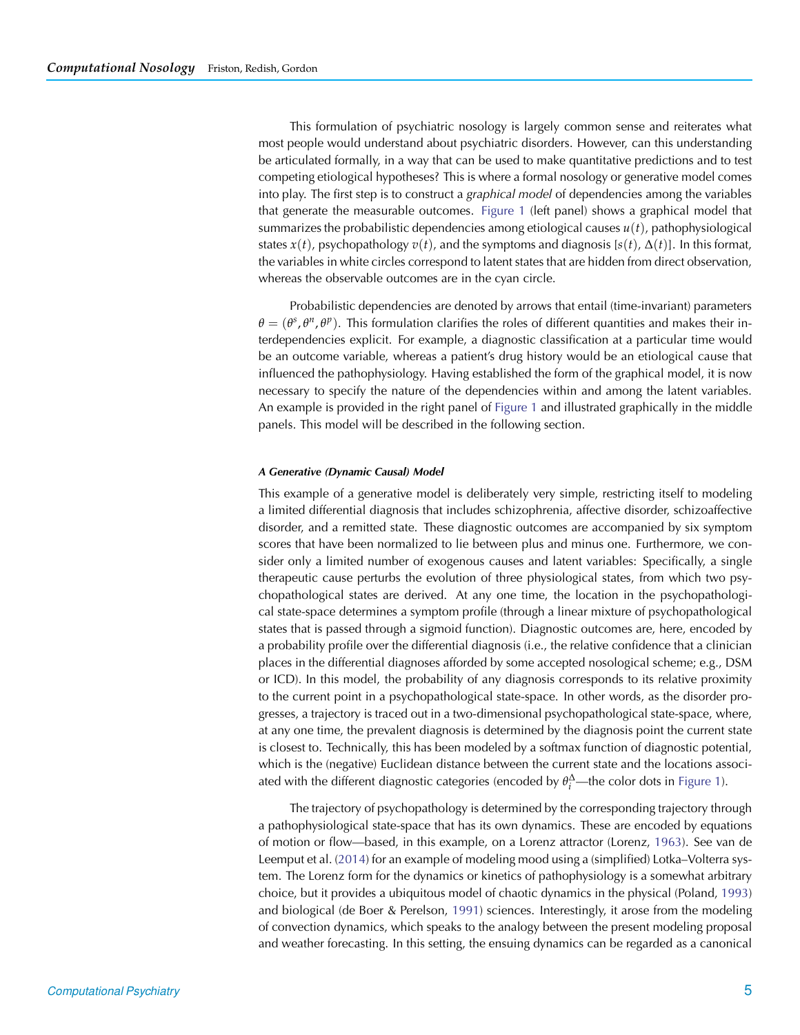This formulation of psychiatric nosology is largely common sense and reiterates what most people would understand about psychiatric disorders. However, can this understanding be articulated formally, in a way that can be used to make quantitative predictions and to test competing etiological hypotheses? This is where a formal nosology or generative model comes into play. The first step is to construct a *graphical model* of dependencies among the variables that generate the measurable outcomes. Figure 1 (left panel) shows a graphical model that summarizes the probabilistic dependencies among etiological causes $u(t)$, pathophysiological states $x(t)$, psychopathology $v(t)$, and the symptoms and diagnosis [$s(t)$, $\Delta(t)$]. In this format, the variables in white circles correspond to latent states that are hidden from direct observation, whereas the observable outcomes are in the cyan circle.

Probabilistic dependencies are denoted by arrows that entail (time-invariant) parameters $\theta = (\theta^s, \theta^n, \theta^p)$. This formulation clarifies the roles of different quantities and makes their interdependencies explicit. For example, a diagnostic classification at a particular time would be an outcome variable, whereas a patient's drug history would be an etiological cause that influenced the pathophysiology. Having established the form of the graphical model, it is now necessary to specify the nature of the dependencies within and among the latent variables. An example is provided in the right panel of Figure 1 and illustrated graphically in the middle panels. This model will be described in the following section.

#### *A Generative (Dynamic Causal) Model*

This example of a generative model is deliberately very simple, restricting itself to modeling a limited differential diagnosis that includes schizophrenia, affective disorder, schizoaffective disorder, and a remitted state. These diagnostic outcomes are accompanied by six symptom scores that have been normalized to lie between plus and minus one. Furthermore, we consider only a limited number of exogenous causes and latent variables: Specifically, a single therapeutic cause perturbs the evolution of three physiological states, from which two psychopathological states are derived. At any one time, the location in the psychopathological state-space determines a symptom profile (through a linear mixture of psychopathological states that is passed through a sigmoid function). Diagnostic outcomes are, here, encoded by a probability profile over the differential diagnosis (i.e., the relative confidence that a clinician places in the differential diagnoses afforded by some accepted nosological scheme; e.g., DSM or ICD). In this model, the probability of any diagnosis corresponds to its relative proximity to the current point in a psychopathological state-space. In other words, as the disorder progresses, a trajectory is traced out in a two-dimensional psychopathological state-space, where, at any one time, the prevalent diagnosis is determined by the diagnosis point the current state is closest to. Technically, this has been modeled by a softmax function of diagnostic potential, which is the (negative) Euclidean distance between the current state and the locations associated with the different diagnostic categories (encoded by $\theta_i^\Delta$—the color dots in Figure 1).

The trajectory of psychopathology is determined by the corresponding trajectory through a pathophysiological state-space that has its own dynamics. These are encoded by equations of motion or flow—based, in this example, on a Lorenz attractor (Lorenz, 1963). See van de Leemput et al. (2014) for an example of modeling mood using a (simplified) Lotka–Volterra system. The Lorenz form for the dynamics or kinetics of pathophysiology is a somewhat arbitrary choice, but it provides a ubiquitous model of chaotic dynamics in the physical (Poland, 1993) and biological (de Boer & Perelson, 1991) sciences. Interestingly, it arose from the modeling of convection dynamics, which speaks to the analogy between the present modeling proposal and weather forecasting. In this setting, the ensuing dynamics can be regarded as a canonical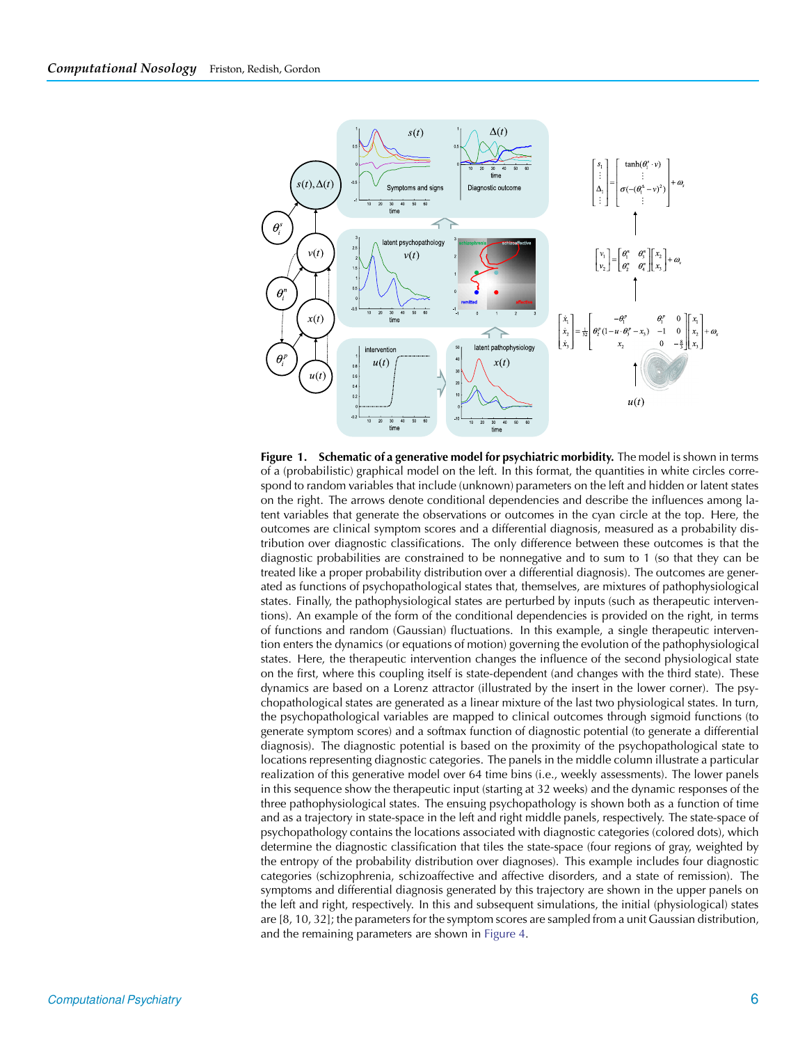**Figure 1. Schematic of a generative model for psychiatric morbidity.** The model is shown in terms of a (probabilistic) graphical model on the left. In this format, the quantities in white circles correspond to random variables that include (unknown) parameters on the left and hidden or latent states on the right. The arrows denote conditional dependencies and describe the influences among latent variables that generate the observations or outcomes in the cyan circle at the top. Here, the outcomes are clinical symptom scores and a differential diagnosis, measured as a probability distribution over diagnostic classifications. The only difference between these outcomes is that the diagnostic probabilities are constrained to be nonnegative and to sum to 1 (so that they can be treated like a proper probability distribution over a differential diagnosis). The outcomes are generated as functions of psychopathological states that, themselves, are mixtures of pathophysiological states. Finally, the pathophysiological states are perturbed by inputs (such as therapeutic interventions). An example of the form of the conditional dependencies is provided on the right, in terms of functions and random (Gaussian) fluctuations. In this example, a single therapeutic intervention enters the dynamics (or equations of motion) governing the evolution of the pathophysiological states. Here, the therapeutic intervention changes the influence of the second physiological state on the first, where this coupling itself is state-dependent (and changes with the third state). These dynamics are based on a Lorenz attractor (illustrated by the insert in the lower corner). The psychopathological states are generated as a linear mixture of the last two physiological states. In turn, the psychopathological variables are mapped to clinical outcomes through sigmoid functions (to generate symptom scores) and a softmax function of diagnostic potential (to generate a differential diagnosis). The diagnostic potential is based on the proximity of the psychopathological state to locations representing diagnostic categories. The panels in the middle column illustrate a particular realization of this generative model over 64 time bins (i.e., weekly assessments). The lower panels in this sequence show the therapeutic input (starting at 32 weeks) and the dynamic responses of the three pathophysiological states. The ensuing psychopathology is shown both as a function of time and as a trajectory in state-space in the left and right middle panels, respectively. The state-space of psychopathology contains the locations associated with diagnostic categories (colored dots), which determine the diagnostic classification that tiles the state-space (four regions of gray, weighted by the entropy of the probability distribution over diagnoses). This example includes four diagnostic categories (schizophrenia, schizoaffective and affective disorders, and a state of remission). The symptoms and differential diagnosis generated by this trajectory are shown in the upper panels on the left and right, respectively. In this and subsequent simulations, the initial (physiological) states are [8, 10, 32]; the parameters for the symptom scores are sampled from a unit Gaussian distribution, and the remaining parameters are shown in Figure 4.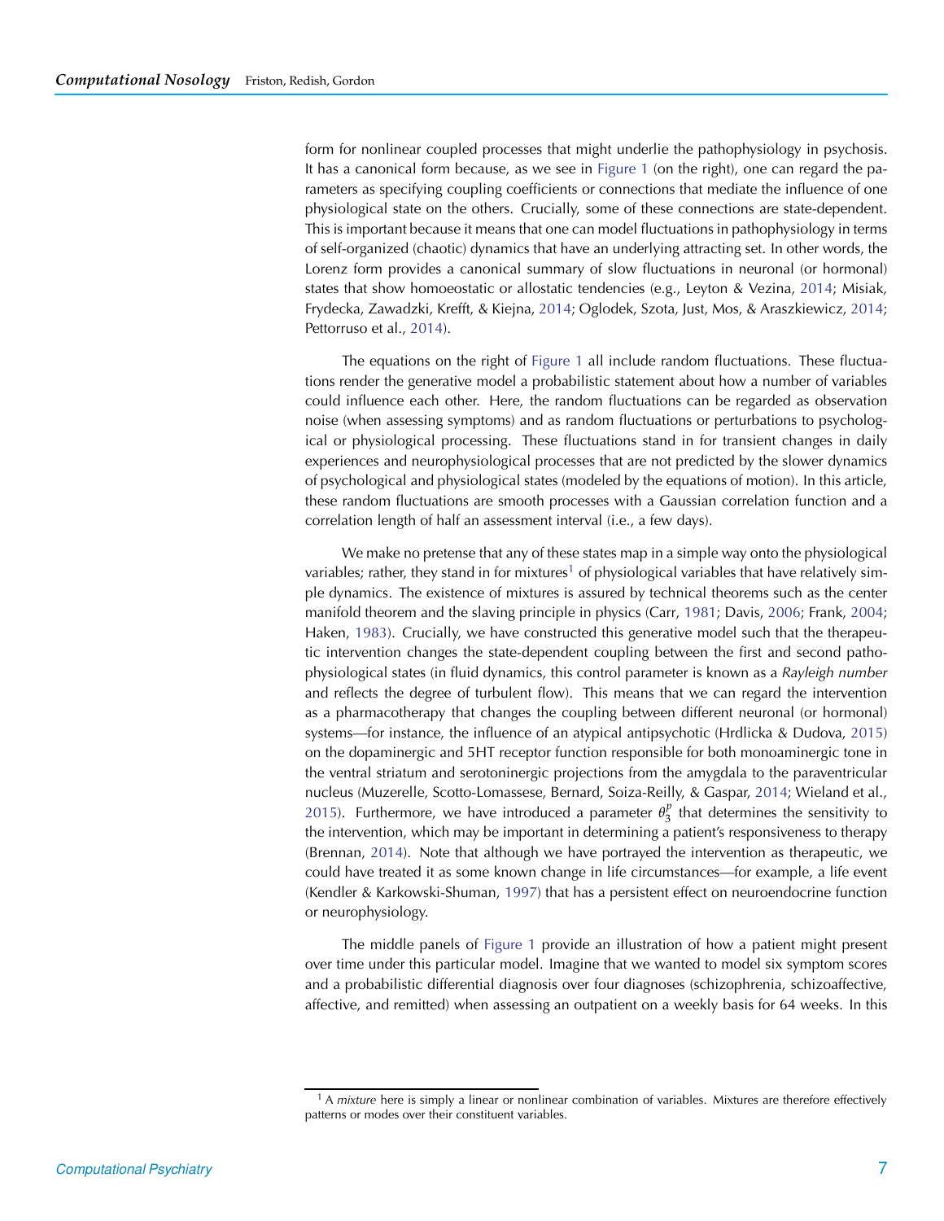form for nonlinear coupled processes that might underlie the pathophysiology in psychosis. It has a canonical form because, as we see in Figure 1 (on the right), one can regard the parameters as specifying coupling coefficients or connections that mediate the influence of one physiological state on the others. Crucially, some of these connections are state-dependent. This is important because it means that one can model fluctuations in pathophysiology in terms of self-organized (chaotic) dynamics that have an underlying attracting set. In other words, the Lorenz form provides a canonical summary of slow fluctuations in neuronal (or hormonal) states that show homoeostatic or allostatic tendencies (e.g., Leyton & Vezina, 2014; Misiak, Frydecka, Zawadzki, Krefft, & Kiejna, 2014; Oglodek, Szota, Just, Mos, & Araszkiewicz, 2014; Pettorruso et al., 2014).

The equations on the right of Figure 1 all include random fluctuations. These fluctuations render the generative model a probabilistic statement about how a number of variables could influence each other. Here, the random fluctuations can be regarded as observation noise (when assessing symptoms) and as random fluctuations or perturbations to psychological or physiological processing. These fluctuations stand in for transient changes in daily experiences and neurophysiological processes that are not predicted by the slower dynamics of psychological and physiological states (modeled by the equations of motion). In this article, these random fluctuations are smooth processes with a Gaussian correlation function and a correlation length of half an assessment interval (i.e., a few days).

We make no pretense that any of these states map in a simple way onto the physiological variables; rather, they stand in for mixtures[1] of physiological variables that have relatively simple dynamics. The existence of mixtures is assured by technical theorems such as the center manifold theorem and the slaving principle in physics (Carr, 1981; Davis, 2006; Frank, 2004; Haken, 1983). Crucially, we have constructed this generative model such that the therapeutic intervention changes the state-dependent coupling between the first and second pathophysiological states (in fluid dynamics, this control parameter is known as a *Rayleigh number* and reflects the degree of turbulent flow). This means that we can regard the intervention as a pharmacotherapy that changes the coupling between different neuronal (or hormonal) systems—for instance, the influence of an atypical antipsychotic (Hrdlicka & Dudova, 2015) on the dopaminergic and 5HT receptor function responsible for both monoaminergic tone in the ventral striatum and serotoninergic projections from the amygdala to the paraventricular nucleus (Muzerelle, Scotto-Lomassese, Bernard, Soiza-Reilly, & Gaspar, 2014; Wieland et al., 2015). Furthermore, we have introduced a parameter $\theta_3^p$ that determines the sensitivity to the intervention, which may be important in determining a patient's responsiveness to therapy (Brennan, 2014). Note that although we have portrayed the intervention as therapeutic, we could have treated it as some known change in life circumstances—for example, a life event (Kendler & Karkowski-Shuman, 1997) that has a persistent effect on neuroendocrine function or neurophysiology.

The middle panels of Figure 1 provide an illustration of how a patient might present over time under this particular model. Imagine that we wanted to model six symptom scores and a probabilistic differential diagnosis over four diagnoses (schizophrenia, schizoaffective, affective, and remitted) when assessing an outpatient on a weekly basis for 64 weeks. In this

[1] A *mixture* here is simply a linear or nonlinear combination of variables. Mixtures are therefore effectively patterns or modes over their constituent variables.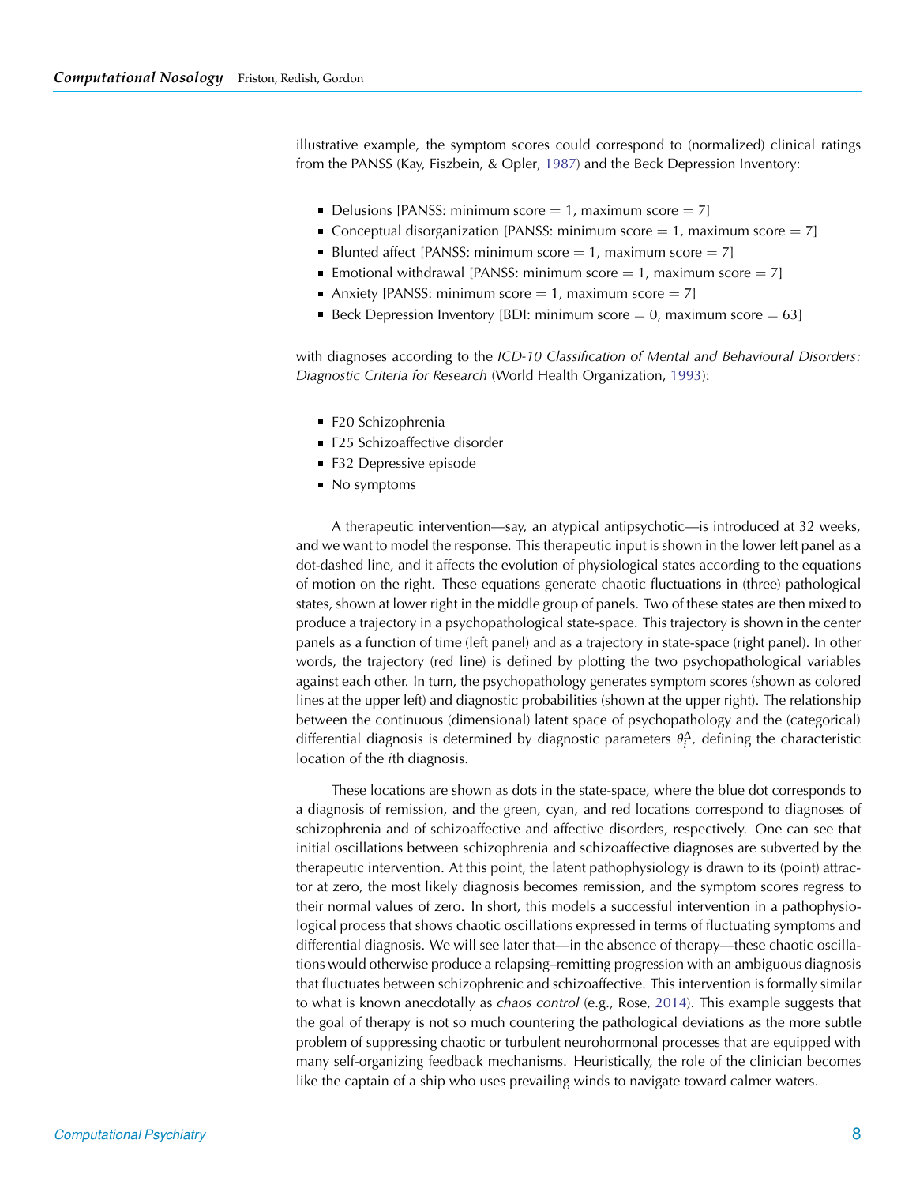illustrative example, the symptom scores could correspond to (normalized) clinical ratings from the PANSS (Kay, Fiszbein, & Opler, 1987) and the Beck Depression Inventory:

- Delusions [PANSS: minimum score = 1, maximum score = 7]
- Conceptual disorganization [PANSS: minimum score = 1, maximum score = 7]
- Blunted affect [PANSS: minimum score = 1, maximum score = 7]
- Emotional withdrawal [PANSS: minimum score = 1, maximum score = 7]
- Anxiety [PANSS: minimum score = 1, maximum score = 7]
- Beck Depression Inventory [BDI: minimum score = 0, maximum score = 63]

with diagnoses according to the *ICD-10 Classification of Mental and Behavioural Disorders: Diagnostic Criteria for Research* (World Health Organization, 1993):

- F20 Schizophrenia
- F25 Schizoaffective disorder
- F32 Depressive episode
- No symptoms

A therapeutic intervention—say, an atypical antipsychotic—is introduced at 32 weeks, and we want to model the response. This therapeutic input is shown in the lower left panel as a dot-dashed line, and it affects the evolution of physiological states according to the equations of motion on the right. These equations generate chaotic fluctuations in (three) pathological states, shown at lower right in the middle group of panels. Two of these states are then mixed to produce a trajectory in a psychopathological state-space. This trajectory is shown in the center panels as a function of time (left panel) and as a trajectory in state-space (right panel). In other words, the trajectory (red line) is defined by plotting the two psychopathological variables against each other. In turn, the psychopathology generates symptom scores (shown as colored lines at the upper left) and diagnostic probabilities (shown at the upper right). The relationship between the continuous (dimensional) latent space of psychopathology and the (categorical) differential diagnosis is determined by diagnostic parameters $\theta_i^{\Delta}$, defining the characteristic location of the $i$th diagnosis.

These locations are shown as dots in the state-space, where the blue dot corresponds to a diagnosis of remission, and the green, cyan, and red locations correspond to diagnoses of schizophrenia and of schizoaffective and affective disorders, respectively. One can see that initial oscillations between schizophrenia and schizoaffective diagnoses are subverted by the therapeutic intervention. At this point, the latent pathophysiology is drawn to its (point) attractor at zero, the most likely diagnosis becomes remission, and the symptom scores regress to their normal values of zero. In short, this models a successful intervention in a pathophysiological process that shows chaotic oscillations expressed in terms of fluctuating symptoms and differential diagnosis. We will see later that—in the absence of therapy—these chaotic oscillations would otherwise produce a relapsing–remitting progression with an ambiguous diagnosis that fluctuates between schizophrenic and schizoaffective. This intervention is formally similar to what is known anecdotally as *chaos control* (e.g., Rose, 2014). This example suggests that the goal of therapy is not so much countering the pathological deviations as the more subtle problem of suppressing chaotic or turbulent neurohormonal processes that are equipped with many self-organizing feedback mechanisms. Heuristically, the role of the clinician becomes like the captain of a ship who uses prevailing winds to navigate toward calmer waters.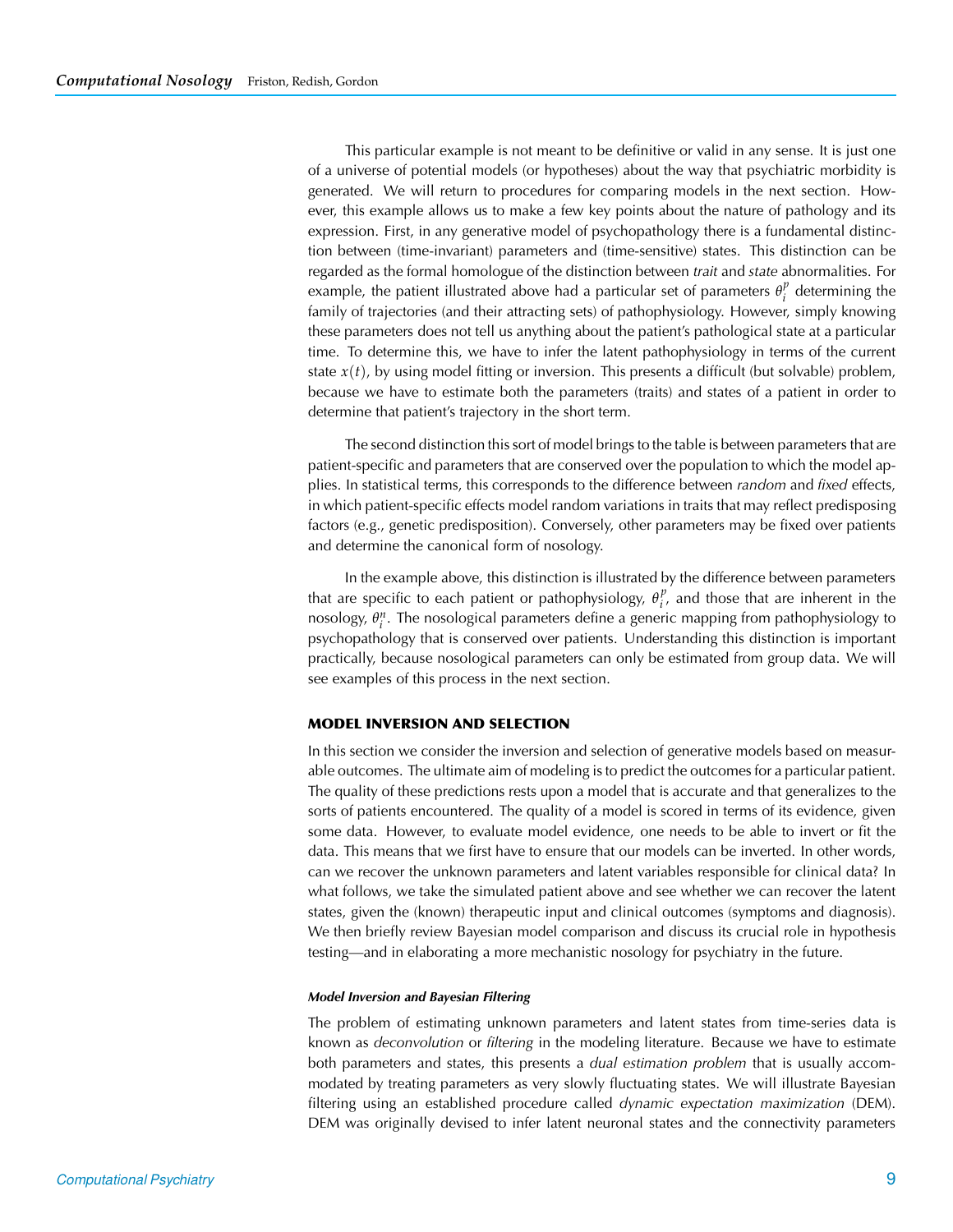This particular example is not meant to be definitive or valid in any sense. It is just one of a universe of potential models (or hypotheses) about the way that psychiatric morbidity is generated. We will return to procedures for comparing models in the next section. However, this example allows us to make a few key points about the nature of pathology and its expression. First, in any generative model of psychopathology there is a fundamental distinction between (time-invariant) parameters and (time-sensitive) states. This distinction can be regarded as the formal homologue of the distinction between *trait* and *state* abnormalities. For example, the patient illustrated above had a particular set of parameters $\theta_i^p$ determining the family of trajectories (and their attracting sets) of pathophysiology. However, simply knowing these parameters does not tell us anything about the patient's pathological state at a particular time. To determine this, we have to infer the latent pathophysiology in terms of the current state $x(t)$, by using model fitting or inversion. This presents a difficult (but solvable) problem, because we have to estimate both the parameters (traits) and states of a patient in order to determine that patient's trajectory in the short term.

The second distinction this sort of model brings to the table is between parameters that are patient-specific and parameters that are conserved over the population to which the model applies. In statistical terms, this corresponds to the difference between *random* and *fixed* effects, in which patient-specific effects model random variations in traits that may reflect predisposing factors (e.g., genetic predisposition). Conversely, other parameters may be fixed over patients and determine the canonical form of nosology.

In the example above, this distinction is illustrated by the difference between parameters that are specific to each patient or pathophysiology, $\theta_i^p$, and those that are inherent in the nosology, $\theta_i^n$. The nosological parameters define a generic mapping from pathophysiology to psychopathology that is conserved over patients. Understanding this distinction is important practically, because nosological parameters can only be estimated from group data. We will see examples of this process in the next section.

## MODEL INVERSION AND SELECTION

In this section we consider the inversion and selection of generative models based on measurable outcomes. The ultimate aim of modeling is to predict the outcomes for a particular patient. The quality of these predictions rests upon a model that is accurate and that generalizes to the sorts of patients encountered. The quality of a model is scored in terms of its evidence, given some data. However, to evaluate model evidence, one needs to be able to invert or fit the data. This means that we first have to ensure that our models can be inverted. In other words, can we recover the unknown parameters and latent variables responsible for clinical data? In what follows, we take the simulated patient above and see whether we can recover the latent states, given the (known) therapeutic input and clinical outcomes (symptoms and diagnosis). We then briefly review Bayesian model comparison and discuss its crucial role in hypothesis testing—and in elaborating a more mechanistic nosology for psychiatry in the future.

### *Model Inversion and Bayesian Filtering*

The problem of estimating unknown parameters and latent states from time-series data is known as *deconvolution* or *filtering* in the modeling literature. Because we have to estimate both parameters and states, this presents a *dual estimation problem* that is usually accommodated by treating parameters as very slowly fluctuating states. We will illustrate Bayesian filtering using an established procedure called *dynamic expectation maximization* (DEM). DEM was originally devised to infer latent neuronal states and the connectivity parameters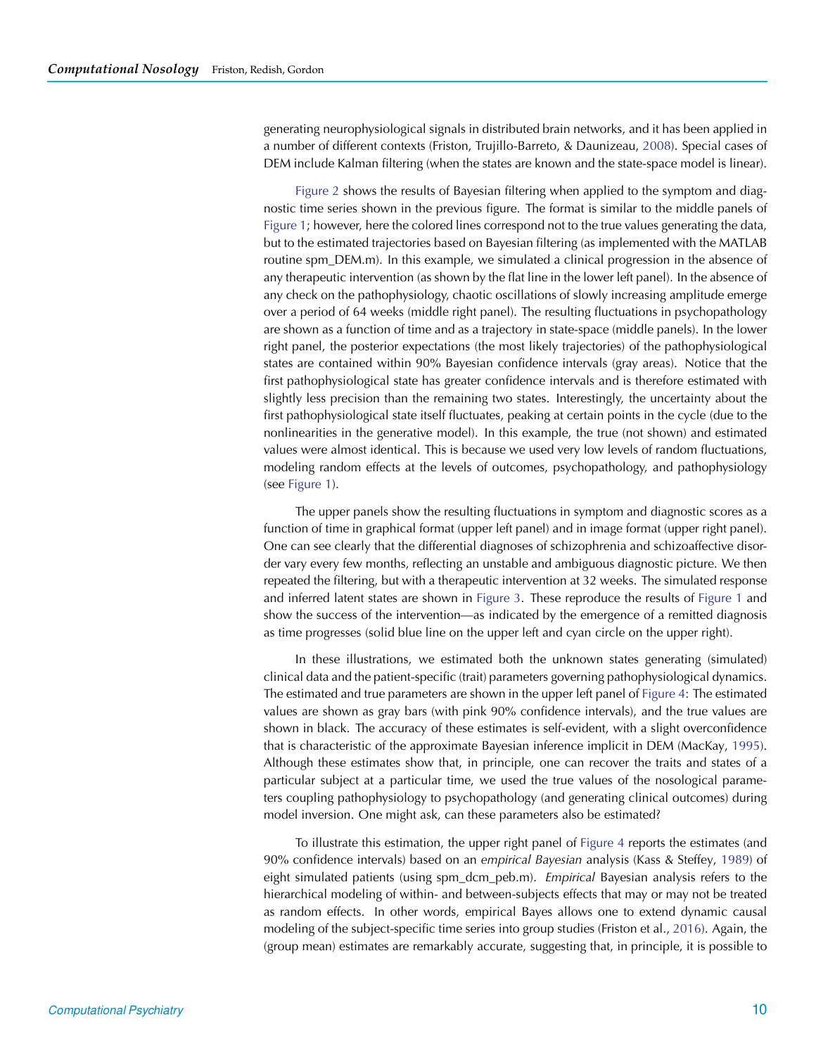generating neurophysiological signals in distributed brain networks, and it has been applied in a number of different contexts (Friston, Trujillo-Barreto, & Daunizeau, 2008). Special cases of DEM include Kalman filtering (when the states are known and the state-space model is linear).

Figure 2 shows the results of Bayesian filtering when applied to the symptom and diagnostic time series shown in the previous figure. The format is similar to the middle panels of Figure 1; however, here the colored lines correspond not to the true values generating the data, but to the estimated trajectories based on Bayesian filtering (as implemented with the MATLAB routine spm_DEM.m). In this example, we simulated a clinical progression in the absence of any therapeutic intervention (as shown by the flat line in the lower left panel). In the absence of any check on the pathophysiology, chaotic oscillations of slowly increasing amplitude emerge over a period of 64 weeks (middle right panel). The resulting fluctuations in psychopathology are shown as a function of time and as a trajectory in state-space (middle panels). In the lower right panel, the posterior expectations (the most likely trajectories) of the pathophysiological states are contained within 90% Bayesian confidence intervals (gray areas). Notice that the first pathophysiological state has greater confidence intervals and is therefore estimated with slightly less precision than the remaining two states. Interestingly, the uncertainty about the first pathophysiological state itself fluctuates, peaking at certain points in the cycle (due to the nonlinearities in the generative model). In this example, the true (not shown) and estimated values were almost identical. This is because we used very low levels of random fluctuations, modeling random effects at the levels of outcomes, psychopathology, and pathophysiology (see Figure 1).

The upper panels show the resulting fluctuations in symptom and diagnostic scores as a function of time in graphical format (upper left panel) and in image format (upper right panel). One can see clearly that the differential diagnoses of schizophrenia and schizoaffective disorder vary every few months, reflecting an unstable and ambiguous diagnostic picture. We then repeated the filtering, but with a therapeutic intervention at 32 weeks. The simulated response and inferred latent states are shown in Figure 3. These reproduce the results of Figure 1 and show the success of the intervention—as indicated by the emergence of a remitted diagnosis as time progresses (solid blue line on the upper left and cyan circle on the upper right).

In these illustrations, we estimated both the unknown states generating (simulated) clinical data and the patient-specific (trait) parameters governing pathophysiological dynamics. The estimated and true parameters are shown in the upper left panel of Figure 4: The estimated values are shown as gray bars (with pink 90% confidence intervals), and the true values are shown in black. The accuracy of these estimates is self-evident, with a slight overconfidence that is characteristic of the approximate Bayesian inference implicit in DEM (MacKay, 1995). Although these estimates show that, in principle, one can recover the traits and states of a particular subject at a particular time, we used the true values of the nosological parameters coupling pathophysiology to psychopathology (and generating clinical outcomes) during model inversion. One might ask, can these parameters also be estimated?

To illustrate this estimation, the upper right panel of Figure 4 reports the estimates (and 90% confidence intervals) based on an *empirical Bayesian* analysis (Kass & Steffey, 1989) of eight simulated patients (using spm_dcm_peb.m). *Empirical* Bayesian analysis refers to the hierarchical modeling of within- and between-subjects effects that may or may not be treated as random effects. In other words, empirical Bayes allows one to extend dynamic causal modeling of the subject-specific time series into group studies (Friston et al., 2016). Again, the (group mean) estimates are remarkably accurate, suggesting that, in principle, it is possible to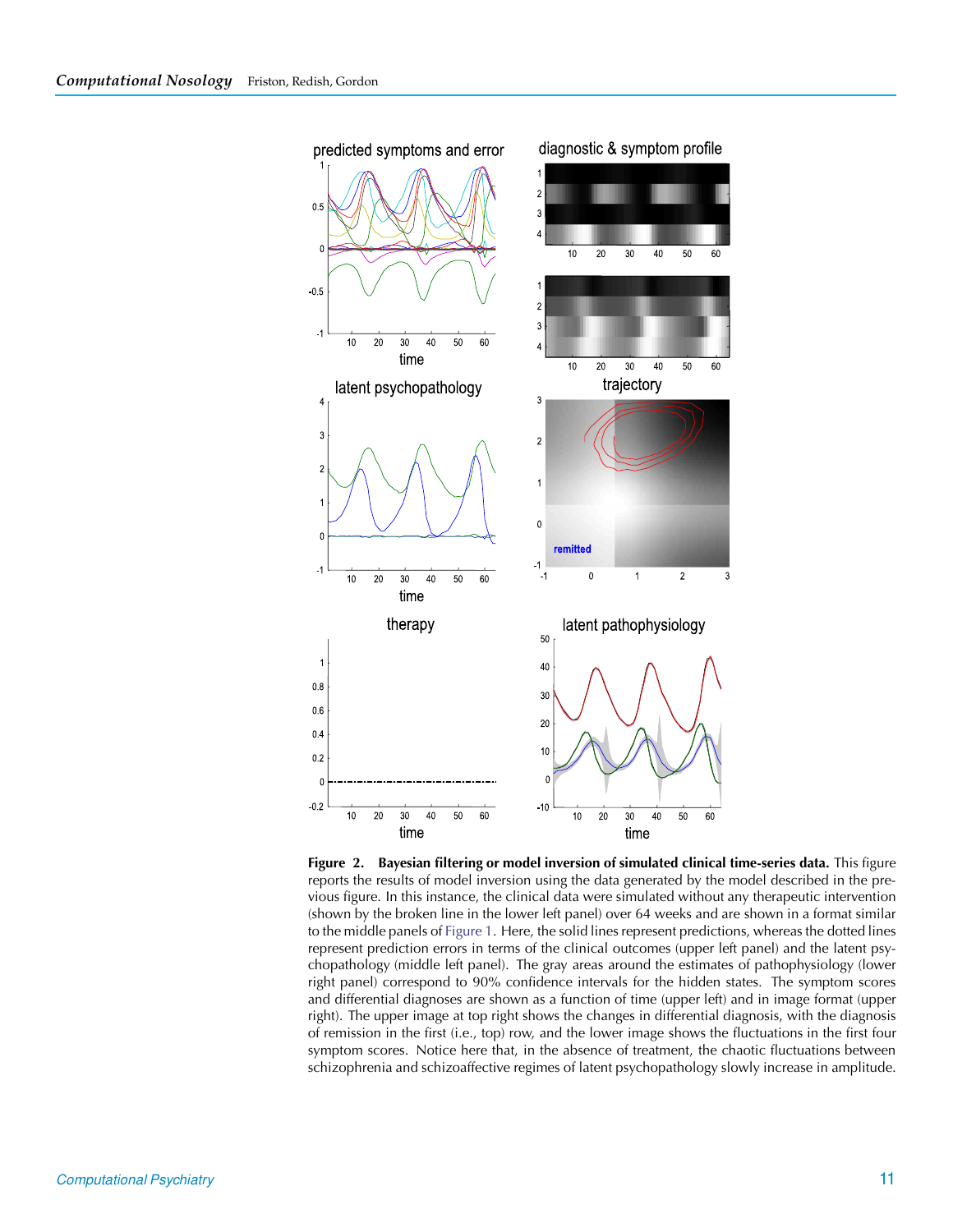**Figure 2. Bayesian filtering or model inversion of simulated clinical time-series data.** This figure reports the results of model inversion using the data generated by the model described in the previous figure. In this instance, the clinical data were simulated without any therapeutic intervention (shown by the broken line in the lower left panel) over 64 weeks and are shown in a format similar to the middle panels of Figure 1. Here, the solid lines represent predictions, whereas the dotted lines represent prediction errors in terms of the clinical outcomes (upper left panel) and the latent psychopathology (middle left panel). The gray areas around the estimates of pathophysiology (lower right panel) correspond to 90% confidence intervals for the hidden states. The symptom scores and differential diagnoses are shown as a function of time (upper left) and in image format (upper right). The upper image at top right shows the changes in differential diagnosis, with the diagnosis of remission in the first (i.e., top) row, and the lower image shows the fluctuations in the first four symptom scores. Notice here that, in the absence of treatment, the chaotic fluctuations between schizophrenia and schizoaffective regimes of latent psychopathology slowly increase in amplitude.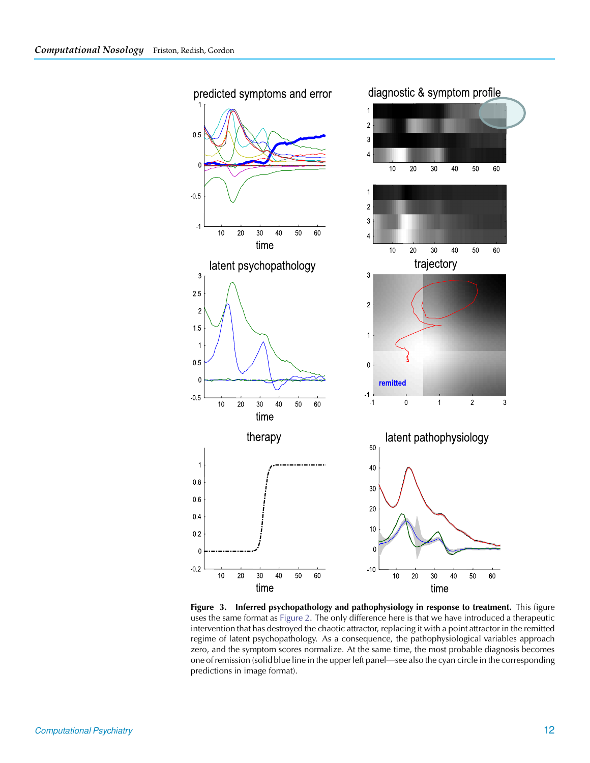**Figure 3. Inferred psychopathology and pathophysiology in response to treatment.** This figure uses the same format as Figure 2. The only difference here is that we have introduced a therapeutic intervention that has destroyed the chaotic attractor, replacing it with a point attractor in the remitted regime of latent psychopathology. As a consequence, the pathophysiological variables approach zero, and the symptom scores normalize. At the same time, the most probable diagnosis becomes one of remission (solid blue line in the upper left panel—see also the cyan circle in the corresponding predictions in image format).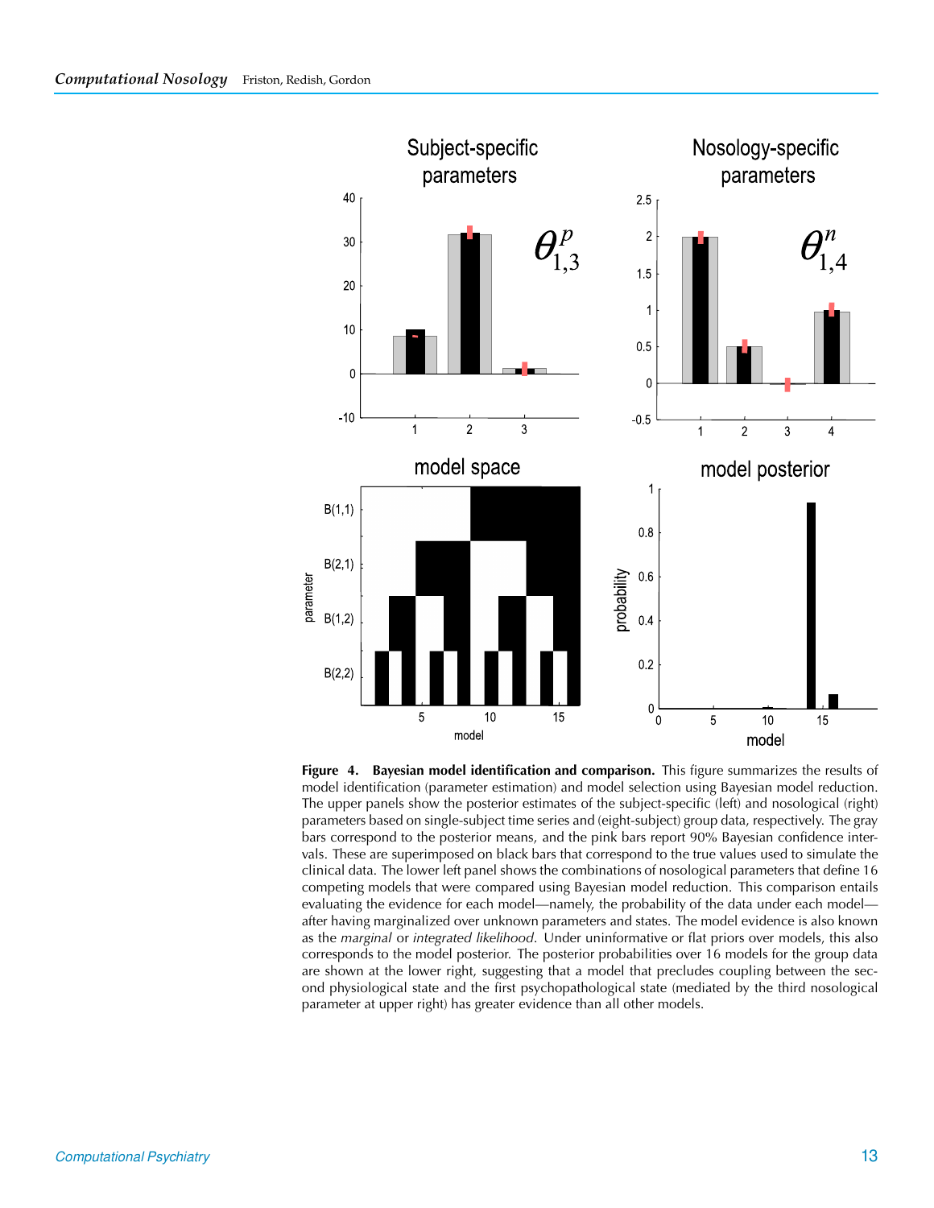**Figure 4. Bayesian model identification and comparison.** This figure summarizes the results of model identification (parameter estimation) and model selection using Bayesian model reduction. The upper panels show the posterior estimates of the subject-specific (left) and nosological (right) parameters based on single-subject time series and (eight-subject) group data, respectively. The gray bars correspond to the posterior means, and the pink bars report 90% Bayesian confidence intervals. These are superimposed on black bars that correspond to the true values used to simulate the clinical data. The lower left panel shows the combinations of nosological parameters that define 16 competing models that were compared using Bayesian model reduction. This comparison entails evaluating the evidence for each model—namely, the probability of the data under each model—after having marginalized over unknown parameters and states. The model evidence is also known as the *marginal* or *integrated likelihood*. Under uninformative or flat priors over models, this also corresponds to the model posterior. The posterior probabilities over 16 models for the group data are shown at the lower right, suggesting that a model that precludes coupling between the second physiological state and the first psychopathological state (mediated by the third nosological parameter at upper right) has greater evidence than all other models.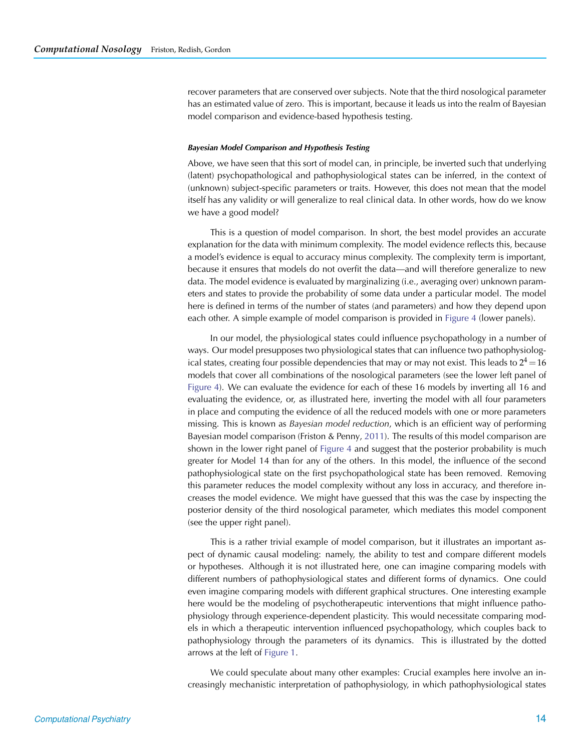recover parameters that are conserved over subjects. Note that the third nosological parameter has an estimated value of zero. This is important, because it leads us into the realm of Bayesian model comparison and evidence-based hypothesis testing.

#### *Bayesian Model Comparison and Hypothesis Testing*

Above, we have seen that this sort of model can, in principle, be inverted such that underlying (latent) psychopathological and pathophysiological states can be inferred, in the context of (unknown) subject-specific parameters or traits. However, this does not mean that the model itself has any validity or will generalize to real clinical data. In other words, how do we know we have a good model?

This is a question of model comparison. In short, the best model provides an accurate explanation for the data with minimum complexity. The model evidence reflects this, because a model's evidence is equal to accuracy minus complexity. The complexity term is important, because it ensures that models do not overfit the data—and will therefore generalize to new data. The model evidence is evaluated by marginalizing (i.e., averaging over) unknown parameters and states to provide the probability of some data under a particular model. The model here is defined in terms of the number of states (and parameters) and how they depend upon each other. A simple example of model comparison is provided in Figure 4 (lower panels).

In our model, the physiological states could influence psychopathology in a number of ways. Our model presupposes two physiological states that can influence two pathophysiological states, creating four possible dependencies that may or may not exist. This leads to $2^4 = 16$ models that cover all combinations of the nosological parameters (see the lower left panel of Figure 4). We can evaluate the evidence for each of these 16 models by inverting all 16 and evaluating the evidence, or, as illustrated here, inverting the model with all four parameters in place and computing the evidence of all the reduced models with one or more parameters missing. This is known as *Bayesian model reduction*, which is an efficient way of performing Bayesian model comparison (Friston & Penny, 2011). The results of this model comparison are shown in the lower right panel of Figure 4 and suggest that the posterior probability is much greater for Model 14 than for any of the others. In this model, the influence of the second pathophysiological state on the first psychopathological state has been removed. Removing this parameter reduces the model complexity without any loss in accuracy, and therefore increases the model evidence. We might have guessed that this was the case by inspecting the posterior density of the third nosological parameter, which mediates this model component (see the upper right panel).

This is a rather trivial example of model comparison, but it illustrates an important aspect of dynamic causal modeling: namely, the ability to test and compare different models or hypotheses. Although it is not illustrated here, one can imagine comparing models with different numbers of pathophysiological states and different forms of dynamics. One could even imagine comparing models with different graphical structures. One interesting example here would be the modeling of psychotherapeutic interventions that might influence pathophysiology through experience-dependent plasticity. This would necessitate comparing models in which a therapeutic intervention influenced psychopathology, which couples back to pathophysiology through the parameters of its dynamics. This is illustrated by the dotted arrows at the left of Figure 1.

We could speculate about many other examples: Crucial examples here involve an increasingly mechanistic interpretation of pathophysiology, in which pathophysiological states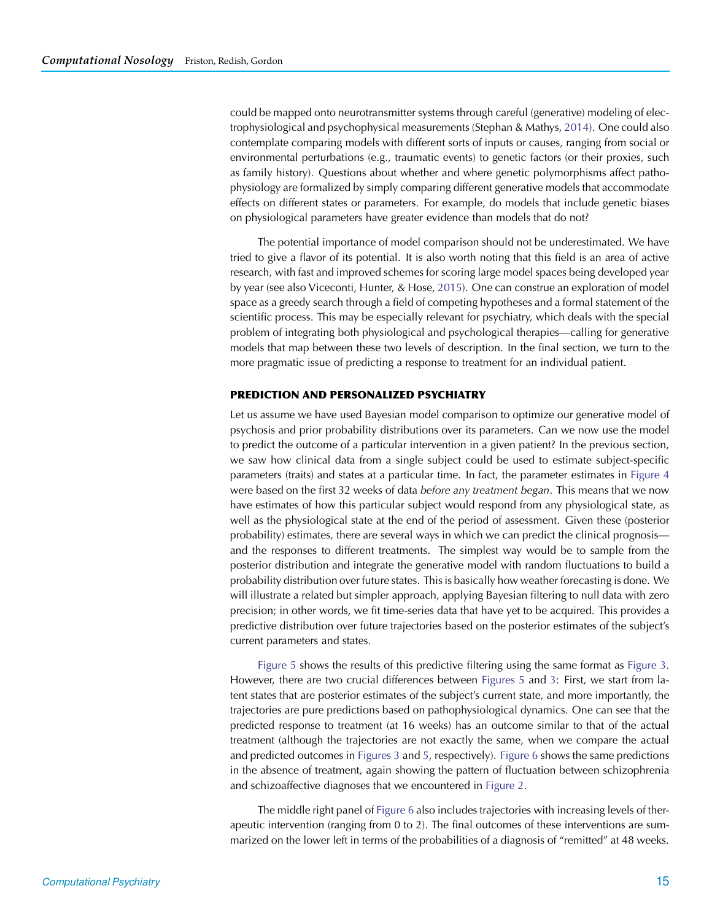could be mapped onto neurotransmitter systems through careful (generative) modeling of electrophysiological and psychophysical measurements (Stephan & Mathys, 2014). One could also contemplate comparing models with different sorts of inputs or causes, ranging from social or environmental perturbations (e.g., traumatic events) to genetic factors (or their proxies, such as family history). Questions about whether and where genetic polymorphisms affect pathophysiology are formalized by simply comparing different generative models that accommodate effects on different states or parameters. For example, do models that include genetic biases on physiological parameters have greater evidence than models that do not?

The potential importance of model comparison should not be underestimated. We have tried to give a flavor of its potential. It is also worth noting that this field is an area of active research, with fast and improved schemes for scoring large model spaces being developed year by year (see also Viceconti, Hunter, & Hose, 2015). One can construe an exploration of model space as a greedy search through a field of competing hypotheses and a formal statement of the scientific process. This may be especially relevant for psychiatry, which deals with the special problem of integrating both physiological and psychological therapies—calling for generative models that map between these two levels of description. In the final section, we turn to the more pragmatic issue of predicting a response to treatment for an individual patient.

## PREDICTION AND PERSONALIZED PSYCHIATRY

Let us assume we have used Bayesian model comparison to optimize our generative model of psychosis and prior probability distributions over its parameters. Can we now use the model to predict the outcome of a particular intervention in a given patient? In the previous section, we saw how clinical data from a single subject could be used to estimate subject-specific parameters (traits) and states at a particular time. In fact, the parameter estimates in Figure 4 were based on the first 32 weeks of data *before any treatment began*. This means that we now have estimates of how this particular subject would respond from any physiological state, as well as the physiological state at the end of the period of assessment. Given these (posterior probability) estimates, there are several ways in which we can predict the clinical prognosis—and the responses to different treatments. The simplest way would be to sample from the posterior distribution and integrate the generative model with random fluctuations to build a probability distribution over future states. This is basically how weather forecasting is done. We will illustrate a related but simpler approach, applying Bayesian filtering to null data with zero precision; in other words, we fit time-series data that have yet to be acquired. This provides a predictive distribution over future trajectories based on the posterior estimates of the subject's current parameters and states.

Figure 5 shows the results of this predictive filtering using the same format as Figure 3. However, there are two crucial differences between Figures 5 and 3: First, we start from latent states that are posterior estimates of the subject's current state, and more importantly, the trajectories are pure predictions based on pathophysiological dynamics. One can see that the predicted response to treatment (at 16 weeks) has an outcome similar to that of the actual treatment (although the trajectories are not exactly the same, when we compare the actual and predicted outcomes in Figures 3 and 5, respectively). Figure 6 shows the same predictions in the absence of treatment, again showing the pattern of fluctuation between schizophrenia and schizoaffective diagnoses that we encountered in Figure 2.

The middle right panel of Figure 6 also includes trajectories with increasing levels of therapeutic intervention (ranging from 0 to 2). The final outcomes of these interventions are summarized on the lower left in terms of the probabilities of a diagnosis of "remitted" at 48 weeks.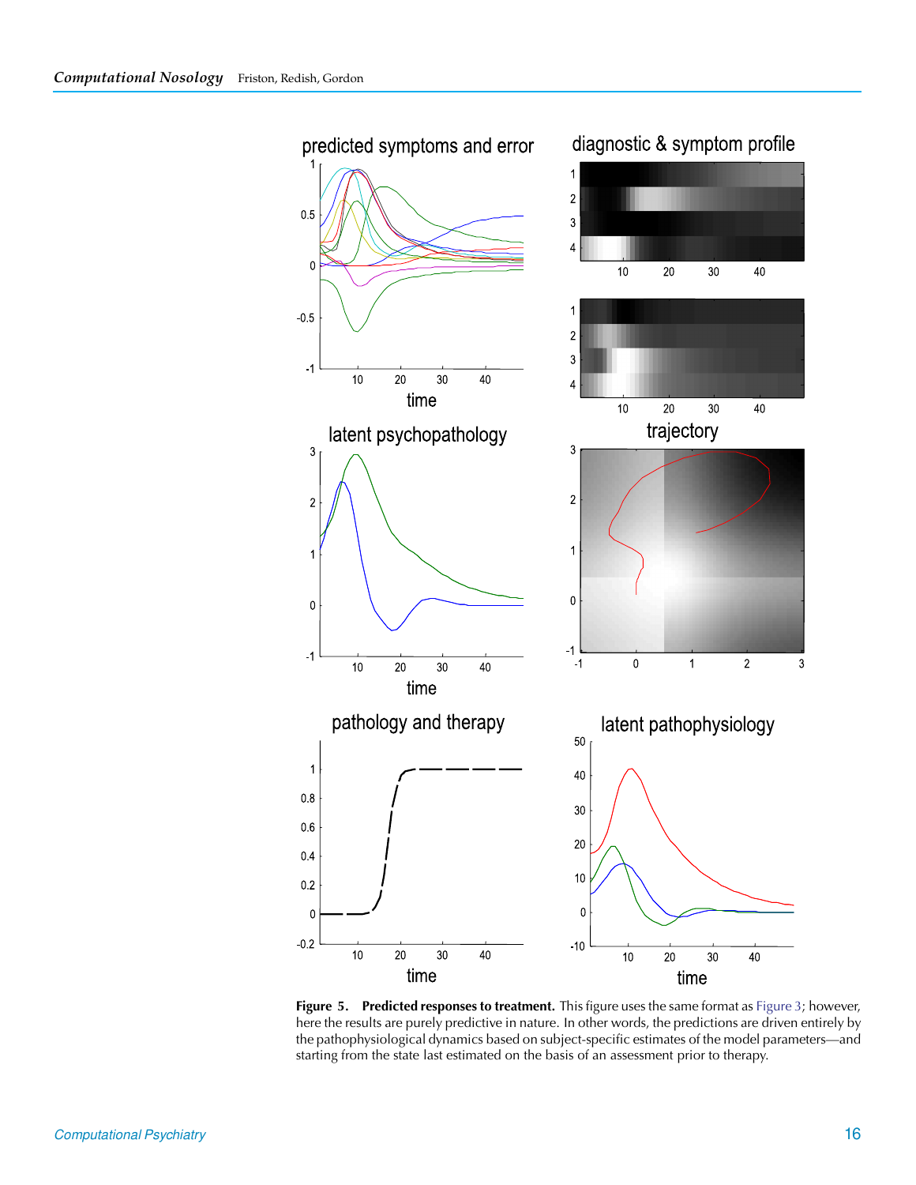**Figure 5. Predicted responses to treatment.** This figure uses the same format as Figure 3; however, here the results are purely predictive in nature. In other words, the predictions are driven entirely by the pathophysiological dynamics based on subject-specific estimates of the model parameters—and starting from the state last estimated on the basis of an assessment prior to therapy.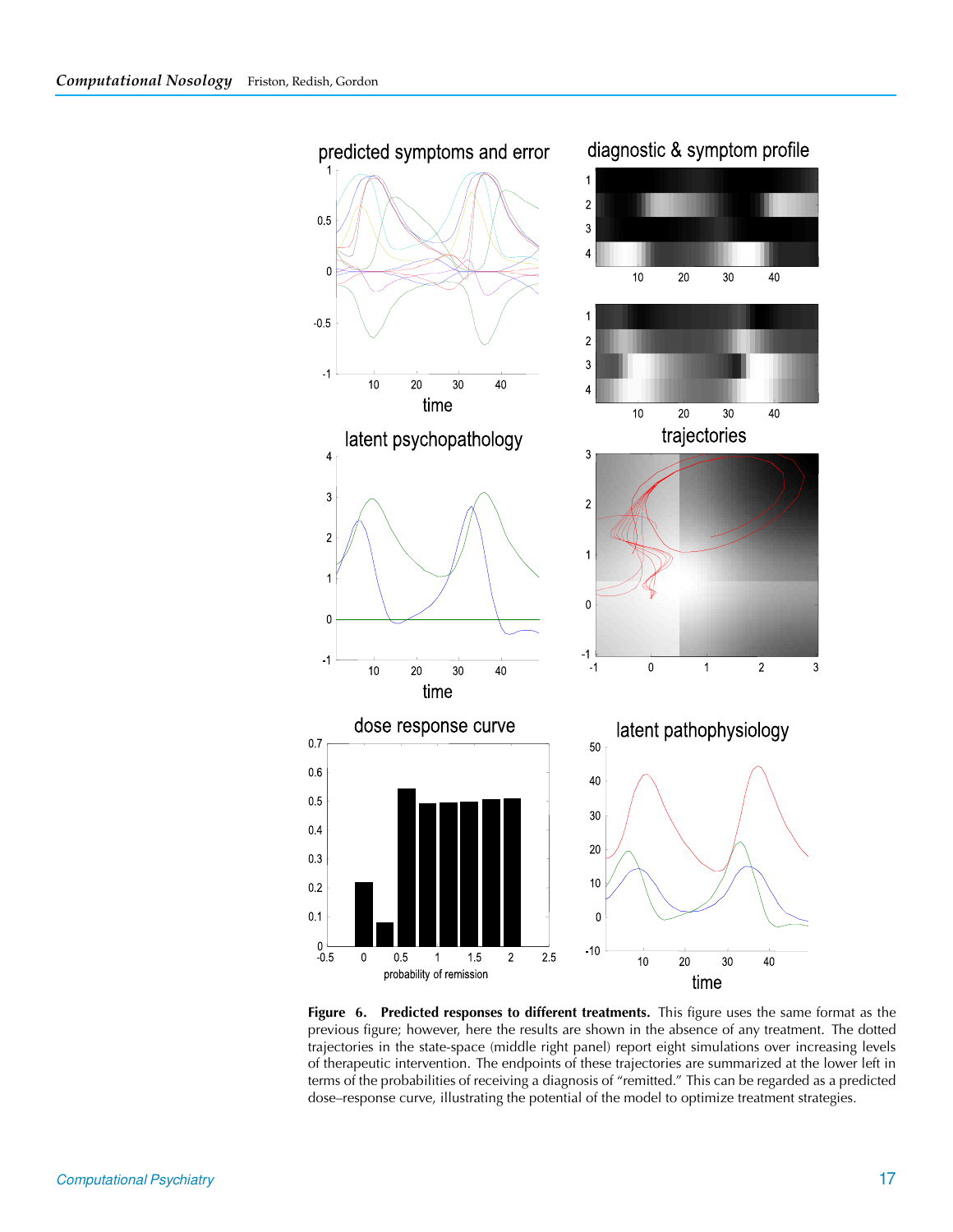**Figure 6. Predicted responses to different treatments.** This figure uses the same format as the previous figure; however, here the results are shown in the absence of any treatment. The dotted trajectories in the state-space (middle right panel) report eight simulations over increasing levels of therapeutic intervention. The endpoints of these trajectories are summarized at the lower left in terms of the probabilities of receiving a diagnosis of "remitted." This can be regarded as a predicted dose–response curve, illustrating the potential of the model to optimize treatment strategies.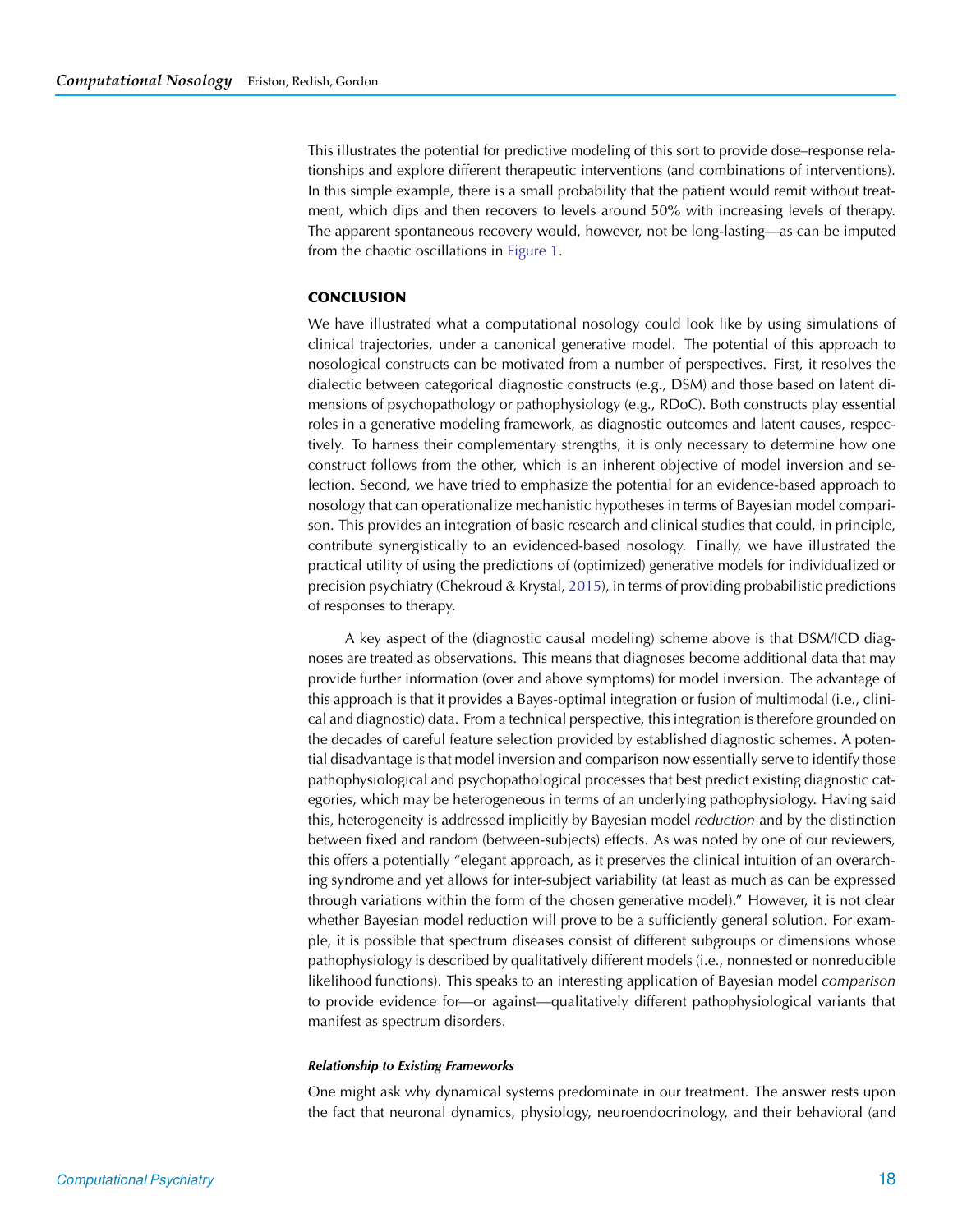This illustrates the potential for predictive modeling of this sort to provide dose–response relationships and explore different therapeutic interventions (and combinations of interventions). In this simple example, there is a small probability that the patient would remit without treatment, which dips and then recovers to levels around 50% with increasing levels of therapy. The apparent spontaneous recovery would, however, not be long-lasting—as can be imputed from the chaotic oscillations in Figure 1.

## CONCLUSION

We have illustrated what a computational nosology could look like by using simulations of clinical trajectories, under a canonical generative model. The potential of this approach to nosological constructs can be motivated from a number of perspectives. First, it resolves the dialectic between categorical diagnostic constructs (e.g., DSM) and those based on latent dimensions of psychopathology or pathophysiology (e.g., RDoC). Both constructs play essential roles in a generative modeling framework, as diagnostic outcomes and latent causes, respectively. To harness their complementary strengths, it is only necessary to determine how one construct follows from the other, which is an inherent objective of model inversion and selection. Second, we have tried to emphasize the potential for an evidence-based approach to nosology that can operationalize mechanistic hypotheses in terms of Bayesian model comparison. This provides an integration of basic research and clinical studies that could, in principle, contribute synergistically to an evidenced-based nosology. Finally, we have illustrated the practical utility of using the predictions of (optimized) generative models for individualized or precision psychiatry (Chekroud & Krystal, 2015), in terms of providing probabilistic predictions of responses to therapy.

A key aspect of the (diagnostic causal modeling) scheme above is that DSM/ICD diagnoses are treated as observations. This means that diagnoses become additional data that may provide further information (over and above symptoms) for model inversion. The advantage of this approach is that it provides a Bayes-optimal integration or fusion of multimodal (i.e., clinical and diagnostic) data. From a technical perspective, this integration is therefore grounded on the decades of careful feature selection provided by established diagnostic schemes. A potential disadvantage is that model inversion and comparison now essentially serve to identify those pathophysiological and psychopathological processes that best predict existing diagnostic categories, which may be heterogeneous in terms of an underlying pathophysiology. Having said this, heterogeneity is addressed implicitly by Bayesian model *reduction* and by the distinction between fixed and random (between-subjects) effects. As was noted by one of our reviewers, this offers a potentially "elegant approach, as it preserves the clinical intuition of an overarching syndrome and yet allows for inter-subject variability (at least as much as can be expressed through variations within the form of the chosen generative model)." However, it is not clear whether Bayesian model reduction will prove to be a sufficiently general solution. For example, it is possible that spectrum diseases consist of different subgroups or dimensions whose pathophysiology is described by qualitatively different models (i.e., nonnested or nonreducible likelihood functions). This speaks to an interesting application of Bayesian model *comparison* to provide evidence for—or against—qualitatively different pathophysiological variants that manifest as spectrum disorders.

#### *Relationship to Existing Frameworks*

One might ask why dynamical systems predominate in our treatment. The answer rests upon the fact that neuronal dynamics, physiology, neuroendocrinology, and their behavioral (and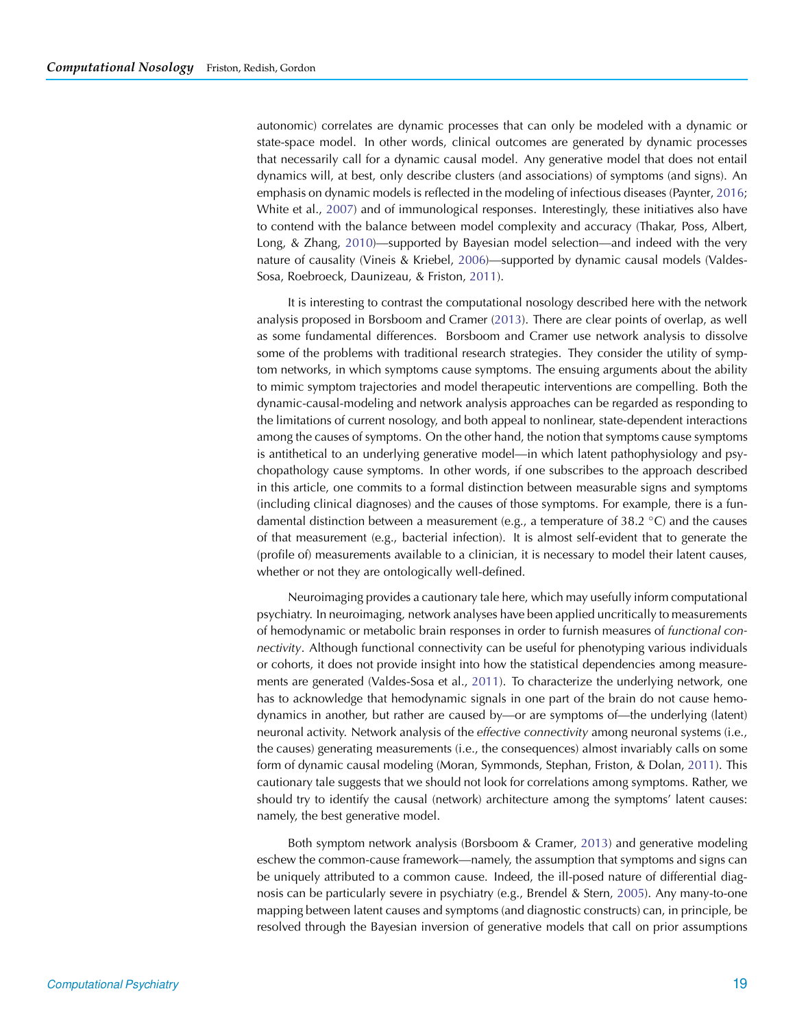autonomic) correlates are dynamic processes that can only be modeled with a dynamic or state-space model. In other words, clinical outcomes are generated by dynamic processes that necessarily call for a dynamic causal model. Any generative model that does not entail dynamics will, at best, only describe clusters (and associations) of symptoms (and signs). An emphasis on dynamic models is reflected in the modeling of infectious diseases (Paynter, 2016; White et al., 2007) and of immunological responses. Interestingly, these initiatives also have to contend with the balance between model complexity and accuracy (Thakar, Poss, Albert, Long, & Zhang, 2010)—supported by Bayesian model selection—and indeed with the very nature of causality (Vineis & Kriebel, 2006)—supported by dynamic causal models (Valdes-Sosa, Roebroeck, Daunizeau, & Friston, 2011).

It is interesting to contrast the computational nosology described here with the network analysis proposed in Borsboom and Cramer (2013). There are clear points of overlap, as well as some fundamental differences. Borsboom and Cramer use network analysis to dissolve some of the problems with traditional research strategies. They consider the utility of symptom networks, in which symptoms cause symptoms. The ensuing arguments about the ability to mimic symptom trajectories and model therapeutic interventions are compelling. Both the dynamic-causal-modeling and network analysis approaches can be regarded as responding to the limitations of current nosology, and both appeal to nonlinear, state-dependent interactions among the causes of symptoms. On the other hand, the notion that symptoms cause symptoms is antithetical to an underlying generative model—in which latent pathophysiology and psychopathology cause symptoms. In other words, if one subscribes to the approach described in this article, one commits to a formal distinction between measurable signs and symptoms (including clinical diagnoses) and the causes of those symptoms. For example, there is a fundamental distinction between a measurement (e.g., a temperature of 38.2 °C) and the causes of that measurement (e.g., bacterial infection). It is almost self-evident that to generate the (profile of) measurements available to a clinician, it is necessary to model their latent causes, whether or not they are ontologically well-defined.

Neuroimaging provides a cautionary tale here, which may usefully inform computational psychiatry. In neuroimaging, network analyses have been applied uncritically to measurements of hemodynamic or metabolic brain responses in order to furnish measures of *functional connectivity*. Although functional connectivity can be useful for phenotyping various individuals or cohorts, it does not provide insight into how the statistical dependencies among measurements are generated (Valdes-Sosa et al., 2011). To characterize the underlying network, one has to acknowledge that hemodynamic signals in one part of the brain do not cause hemodynamics in another, but rather are caused by—or are symptoms of—the underlying (latent) neuronal activity. Network analysis of the *effective connectivity* among neuronal systems (i.e., the causes) generating measurements (i.e., the consequences) almost invariably calls on some form of dynamic causal modeling (Moran, Symmonds, Stephan, Friston, & Dolan, 2011). This cautionary tale suggests that we should not look for correlations among symptoms. Rather, we should try to identify the causal (network) architecture among the symptoms' latent causes: namely, the best generative model.

Both symptom network analysis (Borsboom & Cramer, 2013) and generative modeling eschew the common-cause framework—namely, the assumption that symptoms and signs can be uniquely attributed to a common cause. Indeed, the ill-posed nature of differential diagnosis can be particularly severe in psychiatry (e.g., Brendel & Stern, 2005). Any many-to-one mapping between latent causes and symptoms (and diagnostic constructs) can, in principle, be resolved through the Bayesian inversion of generative models that call on prior assumptions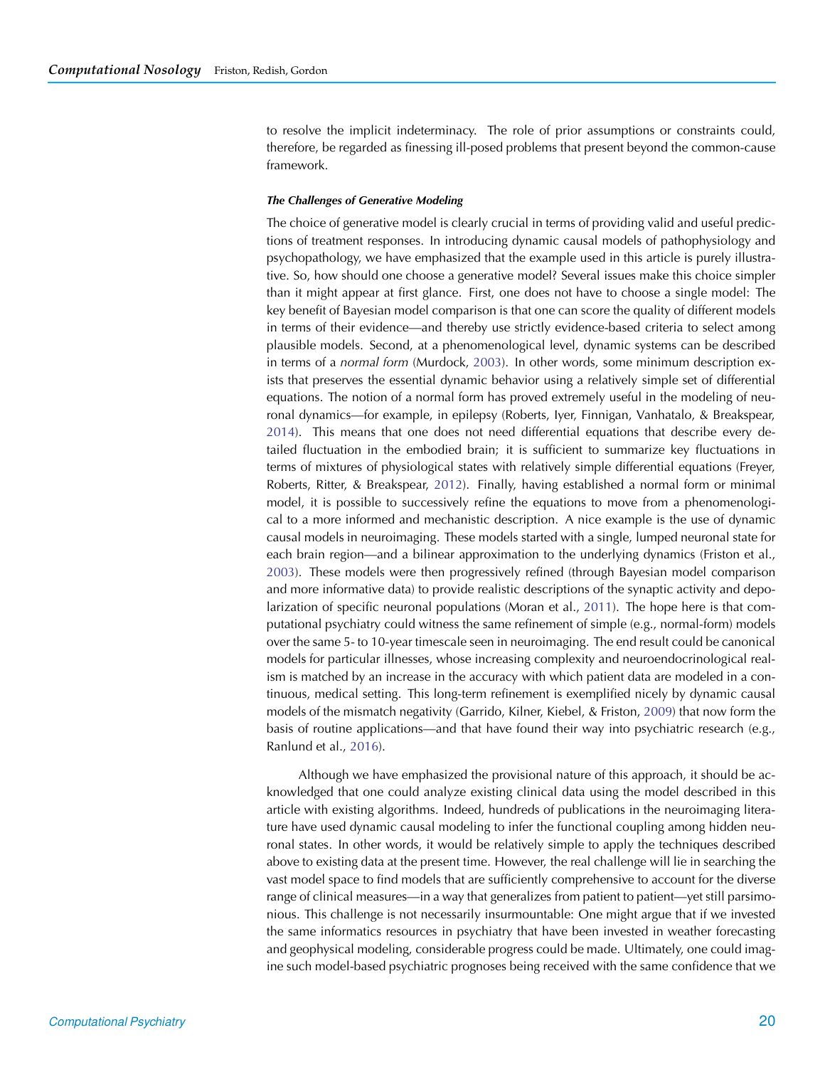to resolve the implicit indeterminacy. The role of prior assumptions or constraints could, therefore, be regarded as finessing ill-posed problems that present beyond the common-cause framework.

#### *The Challenges of Generative Modeling*

The choice of generative model is clearly crucial in terms of providing valid and useful predictions of treatment responses. In introducing dynamic causal models of pathophysiology and psychopathology, we have emphasized that the example used in this article is purely illustrative. So, how should one choose a generative model? Several issues make this choice simpler than it might appear at first glance. First, one does not have to choose a single model: The key benefit of Bayesian model comparison is that one can score the quality of different models in terms of their evidence—and thereby use strictly evidence-based criteria to select among plausible models. Second, at a phenomenological level, dynamic systems can be described in terms of a *normal form* (Murdock, 2003). In other words, some minimum description exists that preserves the essential dynamic behavior using a relatively simple set of differential equations. The notion of a normal form has proved extremely useful in the modeling of neuronal dynamics—for example, in epilepsy (Roberts, Iyer, Finnigan, Vanhatalo, & Breakspear, 2014). This means that one does not need differential equations that describe every detailed fluctuation in the embodied brain; it is sufficient to summarize key fluctuations in terms of mixtures of physiological states with relatively simple differential equations (Freyer, Roberts, Ritter, & Breakspear, 2012). Finally, having established a normal form or minimal model, it is possible to successively refine the equations to move from a phenomenological to a more informed and mechanistic description. A nice example is the use of dynamic causal models in neuroimaging. These models started with a single, lumped neuronal state for each brain region—and a bilinear approximation to the underlying dynamics (Friston et al., 2003). These models were then progressively refined (through Bayesian model comparison and more informative data) to provide realistic descriptions of the synaptic activity and depolarization of specific neuronal populations (Moran et al., 2011). The hope here is that computational psychiatry could witness the same refinement of simple (e.g., normal-form) models over the same 5- to 10-year timescale seen in neuroimaging. The end result could be canonical models for particular illnesses, whose increasing complexity and neuroendocrinological realism is matched by an increase in the accuracy with which patient data are modeled in a continuous, medical setting. This long-term refinement is exemplified nicely by dynamic causal models of the mismatch negativity (Garrido, Kilner, Kiebel, & Friston, 2009) that now form the basis of routine applications—and that have found their way into psychiatric research (e.g., Ranlund et al., 2016).

Although we have emphasized the provisional nature of this approach, it should be acknowledged that one could analyze existing clinical data using the model described in this article with existing algorithms. Indeed, hundreds of publications in the neuroimaging literature have used dynamic causal modeling to infer the functional coupling among hidden neuronal states. In other words, it would be relatively simple to apply the techniques described above to existing data at the present time. However, the real challenge will lie in searching the vast model space to find models that are sufficiently comprehensive to account for the diverse range of clinical measures—in a way that generalizes from patient to patient—yet still parsimonious. This challenge is not necessarily insurmountable: One might argue that if we invested the same informatics resources in psychiatry that have been invested in weather forecasting and geophysical modeling, considerable progress could be made. Ultimately, one could imagine such model-based psychiatric prognoses being received with the same confidence that we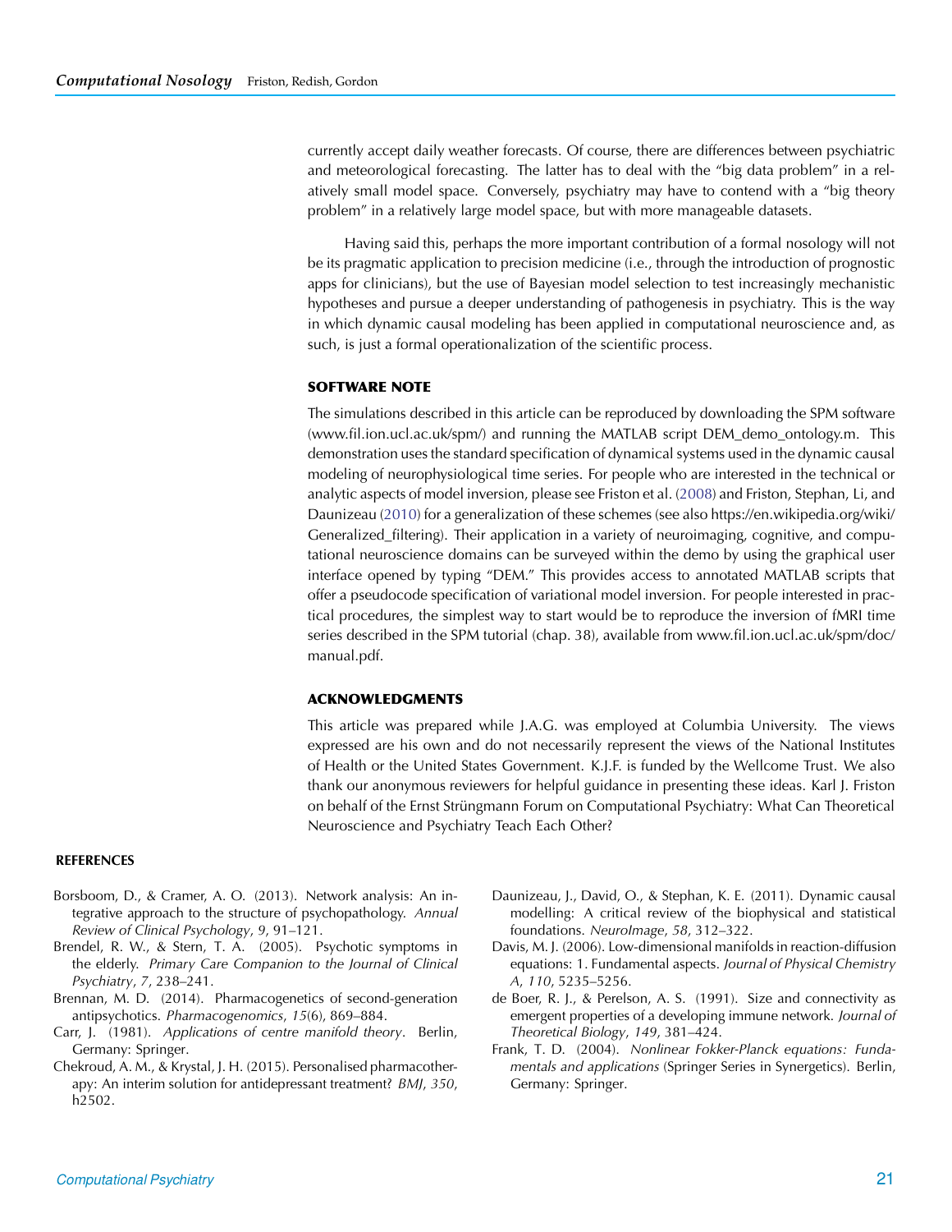currently accept daily weather forecasts. Of course, there are differences between psychiatric and meteorological forecasting. The latter has to deal with the "big data problem" in a relatively small model space. Conversely, psychiatry may have to contend with a "big theory problem" in a relatively large model space, but with more manageable datasets.

Having said this, perhaps the more important contribution of a formal nosology will not be its pragmatic application to precision medicine (i.e., through the introduction of prognostic apps for clinicians), but the use of Bayesian model selection to test increasingly mechanistic hypotheses and pursue a deeper understanding of pathogenesis in psychiatry. This is the way in which dynamic causal modeling has been applied in computational neuroscience and, as such, is just a formal operationalization of the scientific process.

## SOFTWARE NOTE

The simulations described in this article can be reproduced by downloading the SPM software (www.fil.ion.ucl.ac.uk/spm/) and running the MATLAB script DEM_demo_ontology.m. This demonstration uses the standard specification of dynamical systems used in the dynamic causal modeling of neurophysiological time series. For people who are interested in the technical or analytic aspects of model inversion, please see Friston et al. (2008) and Friston, Stephan, Li, and Daunizeau (2010) for a generalization of these schemes (see also https://en.wikipedia.org/wiki/Generalized_filtering). Their application in a variety of neuroimaging, cognitive, and computational neuroscience domains can be surveyed within the demo by using the graphical user interface opened by typing "DEM." This provides access to annotated MATLAB scripts that offer a pseudocode specification of variational model inversion. For people interested in practical procedures, the simplest way to start would be to reproduce the inversion of fMRI time series described in the SPM tutorial (chap. 38), available from www.fil.ion.ucl.ac.uk/spm/doc/manual.pdf.

## ACKNOWLEDGMENTS

This article was prepared while J.A.G. was employed at Columbia University. The views expressed are his own and do not necessarily represent the views of the National Institutes of Health or the United States Government. K.J.F. is funded by the Wellcome Trust. We also thank our anonymous reviewers for helpful guidance in presenting these ideas. Karl J. Friston on behalf of the Ernst Strüngmann Forum on Computational Psychiatry: What Can Theoretical Neuroscience and Psychiatry Teach Each Other?

## REFERENCES

Borsboom, D., & Cramer, A. O. (2013). Network analysis: An integrative approach to the structure of psychopathology. *Annual Review of Clinical Psychology*, *9*, 91–121.

Brendel, R. W., & Stern, T. A. (2005). Psychotic symptoms in the elderly. *Primary Care Companion to the Journal of Clinical Psychiatry*, *7*, 238–241.

Brennan, M. D. (2014). Pharmacogenetics of second-generation antipsychotics. *Pharmacogenomics*, *15*(6), 869–884.

Carr, J. (1981). *Applications of centre manifold theory*. Berlin, Germany: Springer.

Chekroud, A. M., & Krystal, J. H. (2015). Personalised pharmacotherapy: An interim solution for antidepressant treatment? *BMJ*, *350*, h2502.

Daunizeau, J., David, O., & Stephan, K. E. (2011). Dynamic causal modelling: A critical review of the biophysical and statistical foundations. *NeuroImage*, *58*, 312–322.

Davis, M. J. (2006). Low-dimensional manifolds in reaction-diffusion equations: 1. Fundamental aspects. *Journal of Physical Chemistry A*, *110*, 5235–5256.

de Boer, R. J., & Perelson, A. S. (1991). Size and connectivity as emergent properties of a developing immune network. *Journal of Theoretical Biology*, *149*, 381–424.

Frank, T. D. (2004). *Nonlinear Fokker-Planck equations: Fundamentals and applications* (Springer Series in Synergetics). Berlin, Germany: Springer.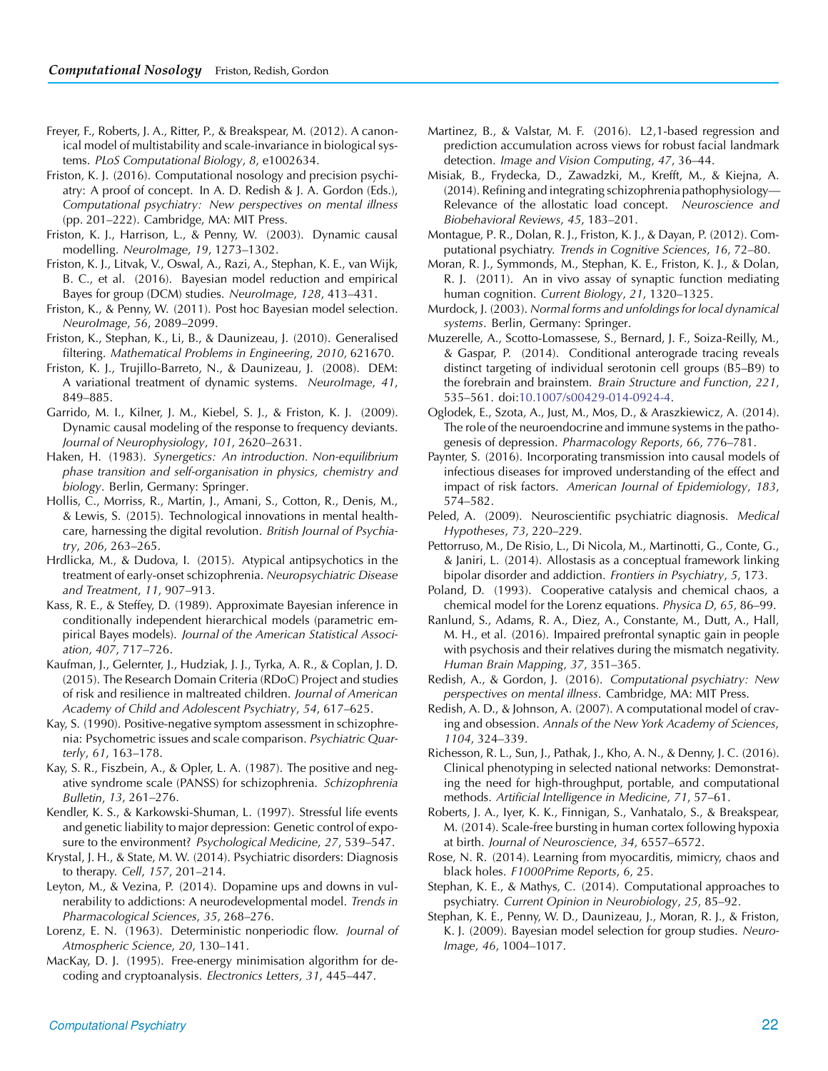Freyer, F., Roberts, J. A., Ritter, P., & Breakspear, M. (2012). A canonical model of multistability and scale-invariance in biological systems. *PLoS Computational Biology*, *8*, e1002634.

Friston, K. J. (2016). Computational nosology and precision psychiatry: A proof of concept. In A. D. Redish & J. A. Gordon (Eds.), *Computational psychiatry: New perspectives on mental illness* (pp. 201–222). Cambridge, MA: MIT Press.

Friston, K. J., Harrison, L., & Penny, W. (2003). Dynamic causal modelling. *NeuroImage*, *19*, 1273–1302.

Friston, K. J., Litvak, V., Oswal, A., Razi, A., Stephan, K. E., van Wijk, B. C., et al. (2016). Bayesian model reduction and empirical Bayes for group (DCM) studies. *NeuroImage*, *128*, 413–431.

Friston, K., & Penny, W. (2011). Post hoc Bayesian model selection. *NeuroImage*, *56*, 2089–2099.

Friston, K., Stephan, K., Li, B., & Daunizeau, J. (2010). Generalised filtering. *Mathematical Problems in Engineering*, *2010*, 621670.

Friston, K. J., Trujillo-Barreto, N., & Daunizeau, J. (2008). DEM: A variational treatment of dynamic systems. *NeuroImage*, *41*, 849–885.

Garrido, M. I., Kilner, J. M., Kiebel, S. J., & Friston, K. J. (2009). Dynamic causal modeling of the response to frequency deviants. *Journal of Neurophysiology*, *101*, 2620–2631.

Haken, H. (1983). *Synergetics: An introduction. Non-equilibrium phase transition and self-organisation in physics, chemistry and biology*. Berlin, Germany: Springer.

Hollis, C., Morriss, R., Martin, J., Amani, S., Cotton, R., Denis, M., & Lewis, S. (2015). Technological innovations in mental healthcare, harnessing the digital revolution. *British Journal of Psychiatry*, *206*, 263–265.

Hrdlicka, M., & Dudova, I. (2015). Atypical antipsychotics in the treatment of early-onset schizophrenia. *Neuropsychiatric Disease and Treatment*, *11*, 907–913.

Kass, R. E., & Steffey, D. (1989). Approximate Bayesian inference in conditionally independent hierarchical models (parametric empirical Bayes models). *Journal of the American Statistical Association*, *407*, 717–726.

Kaufman, J., Gelernter, J., Hudziak, J. J., Tyrka, A. R., & Coplan, J. D. (2015). The Research Domain Criteria (RDoC) Project and studies of risk and resilience in maltreated children. *Journal of American Academy of Child and Adolescent Psychiatry*, *54*, 617–625.

Kay, S. (1990). Positive-negative symptom assessment in schizophrenia: Psychometric issues and scale comparison. *Psychiatric Quarterly*, *61*, 163–178.

Kay, S. R., Fiszbein, A., & Opler, L. A. (1987). The positive and negative syndrome scale (PANSS) for schizophrenia. *Schizophrenia Bulletin*, *13*, 261–276.

Kendler, K. S., & Karkowski-Shuman, L. (1997). Stressful life events and genetic liability to major depression: Genetic control of exposure to the environment? *Psychological Medicine*, *27*, 539–547.

Krystal, J. H., & State, M. W. (2014). Psychiatric disorders: Diagnosis to therapy. *Cell*, *157*, 201–214.

Leyton, M., & Vezina, P. (2014). Dopamine ups and downs in vulnerability to addictions: A neurodevelopmental model. *Trends in Pharmacological Sciences*, *35*, 268–276.

Lorenz, E. N. (1963). Deterministic nonperiodic flow. *Journal of Atmospheric Science*, *20*, 130–141.

MacKay, D. J. (1995). Free-energy minimisation algorithm for decoding and cryptoanalysis. *Electronics Letters*, *31*, 445–447.

Martinez, B., & Valstar, M. F. (2016). L2,1-based regression and prediction accumulation across views for robust facial landmark detection. *Image and Vision Computing*, *47*, 36–44.

Misiak, B., Frydecka, D., Zawadzki, M., Krefft, M., & Kiejna, A. (2014). Refining and integrating schizophrenia pathophysiology—Relevance of the allostatic load concept. *Neuroscience and Biobehavioral Reviews*, *45*, 183–201.

Montague, P. R., Dolan, R. J., Friston, K. J., & Dayan, P. (2012). Computational psychiatry. *Trends in Cognitive Sciences*, *16*, 72–80.

Moran, R. J., Symmonds, M., Stephan, K. E., Friston, K. J., & Dolan, R. J. (2011). An in vivo assay of synaptic function mediating human cognition. *Current Biology*, *21*, 1320–1325.

Murdock, J. (2003). *Normal forms and unfoldings for local dynamical systems*. Berlin, Germany: Springer.

Muzerelle, A., Scotto-Lomassese, S., Bernard, J. F., Soiza-Reilly, M., & Gaspar, P. (2014). Conditional anterograde tracing reveals distinct targeting of individual serotonin cell groups (B5–B9) to the forebrain and brainstem. *Brain Structure and Function*, *221*, 535–561. doi:10.1007/s00429-014-0924-4.

Oglodek, E., Szota, A., Just, M., Mos, D., & Araszkiewicz, A. (2014). The role of the neuroendocrine and immune systems in the pathogenesis of depression. *Pharmacology Reports*, *66*, 776–781.

Paynter, S. (2016). Incorporating transmission into causal models of infectious diseases for improved understanding of the effect and impact of risk factors. *American Journal of Epidemiology*, *183*, 574–582.

Peled, A. (2009). Neuroscientific psychiatric diagnosis. *Medical Hypotheses*, *73*, 220–229.

Pettorruso, M., De Risio, L., Di Nicola, M., Martinotti, G., Conte, G., & Janiri, L. (2014). Allostasis as a conceptual framework linking bipolar disorder and addiction. *Frontiers in Psychiatry*, *5*, 173.

Poland, D. (1993). Cooperative catalysis and chemical chaos, a chemical model for the Lorenz equations. *Physica D*, *65*, 86–99.

Ranlund, S., Adams, R. A., Diez, A., Constante, M., Dutt, A., Hall, M. H., et al. (2016). Impaired prefrontal synaptic gain in people with psychosis and their relatives during the mismatch negativity. *Human Brain Mapping*, *37*, 351–365.

Redish, A., & Gordon, J. (2016). *Computational psychiatry: New perspectives on mental illness*. Cambridge, MA: MIT Press.

Redish, A. D., & Johnson, A. (2007). A computational model of craving and obsession. *Annals of the New York Academy of Sciences*, *1104*, 324–339.

Richesson, R. L., Sun, J., Pathak, J., Kho, A. N., & Denny, J. C. (2016). Clinical phenotyping in selected national networks: Demonstrating the need for high-throughput, portable, and computational methods. *Artificial Intelligence in Medicine*, *71*, 57–61.

Roberts, J. A., Iyer, K. K., Finnigan, S., Vanhatalo, S., & Breakspear, M. (2014). Scale-free bursting in human cortex following hypoxia at birth. *Journal of Neuroscience*, *34*, 6557–6572.

Rose, N. R. (2014). Learning from myocarditis, mimicry, chaos and black holes. *F1000Prime Reports*, *6*, 25.

Stephan, K. E., & Mathys, C. (2014). Computational approaches to psychiatry. *Current Opinion in Neurobiology*, *25*, 85–92.

Stephan, K. E., Penny, W. D., Daunizeau, J., Moran, R. J., & Friston, K. J. (2009). Bayesian model selection for group studies. *NeuroImage*, *46*, 1004–1017.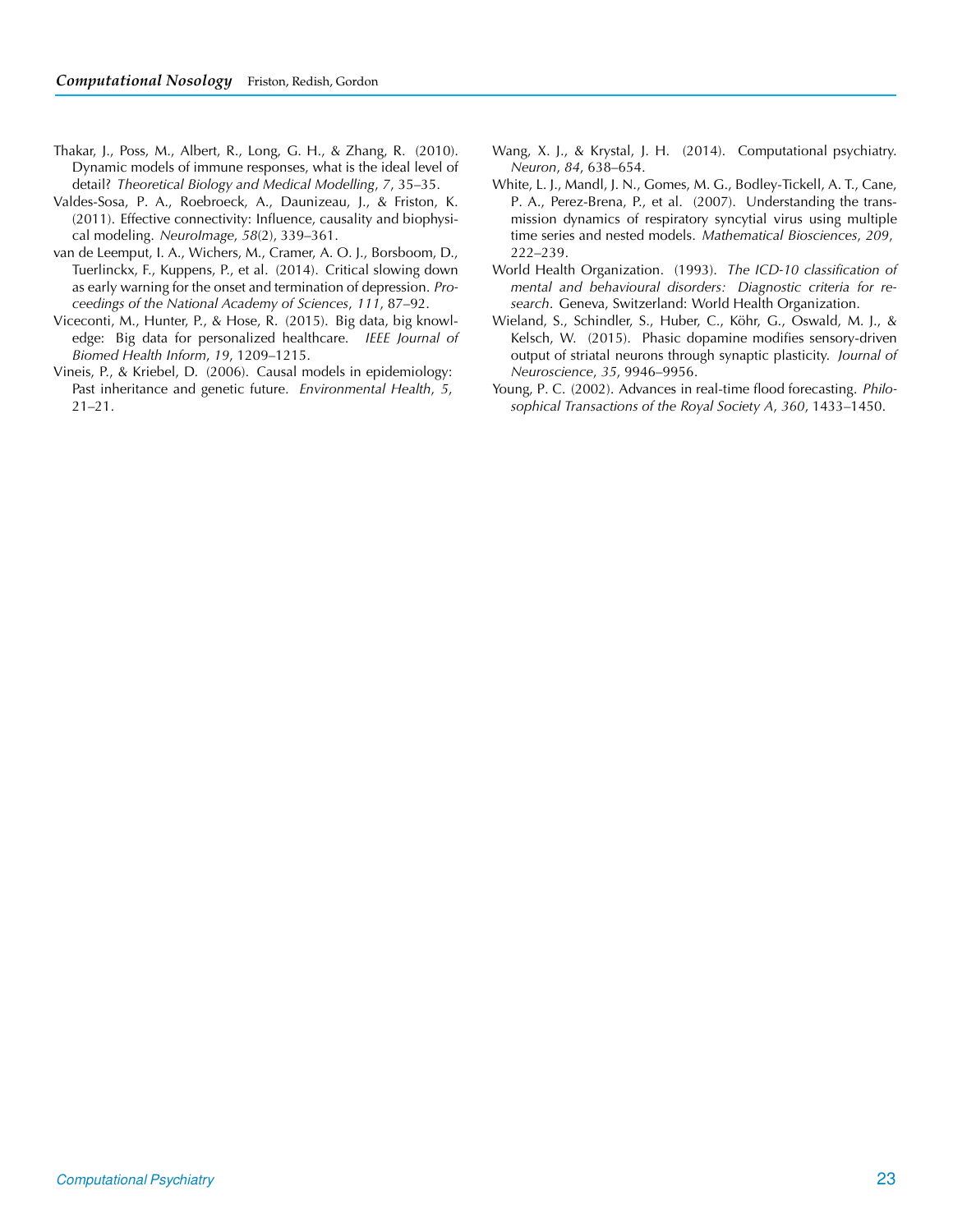Thakar, J., Poss, M., Albert, R., Long, G. H., & Zhang, R. (2010). Dynamic models of immune responses, what is the ideal level of detail? *Theoretical Biology and Medical Modelling*, *7*, 35–35.

Valdes-Sosa, P. A., Roebroeck, A., Daunizeau, J., & Friston, K. (2011). Effective connectivity: Influence, causality and biophysical modeling. *NeuroImage*, *58*(2), 339–361.

van de Leemput, I. A., Wichers, M., Cramer, A. O. J., Borsboom, D., Tuerlinckx, F., Kuppens, P., et al. (2014). Critical slowing down as early warning for the onset and termination of depression. *Proceedings of the National Academy of Sciences*, *111*, 87–92.

Viceconti, M., Hunter, P., & Hose, R. (2015). Big data, big knowledge: Big data for personalized healthcare. *IEEE Journal of Biomed Health Inform*, *19*, 1209–1215.

Vineis, P., & Kriebel, D. (2006). Causal models in epidemiology: Past inheritance and genetic future. *Environmental Health*, *5*, 21–21.

Wang, X. J., & Krystal, J. H. (2014). Computational psychiatry. *Neuron*, *84*, 638–654.

White, L. J., Mandl, J. N., Gomes, M. G., Bodley-Tickell, A. T., Cane, P. A., Perez-Brena, P., et al. (2007). Understanding the transmission dynamics of respiratory syncytial virus using multiple time series and nested models. *Mathematical Biosciences*, *209*, 222–239.

World Health Organization. (1993). *The ICD-10 classification of mental and behavioural disorders: Diagnostic criteria for research*. Geneva, Switzerland: World Health Organization.

Wieland, S., Schindler, S., Huber, C., Köhr, G., Oswald, M. J., & Kelsch, W. (2015). Phasic dopamine modifies sensory-driven output of striatal neurons through synaptic plasticity. *Journal of Neuroscience*, *35*, 9946–9956.

Young, P. C. (2002). Advances in real-time flood forecasting. *Philosophical Transactions of the Royal Society A*, *360*, 1433–1450.